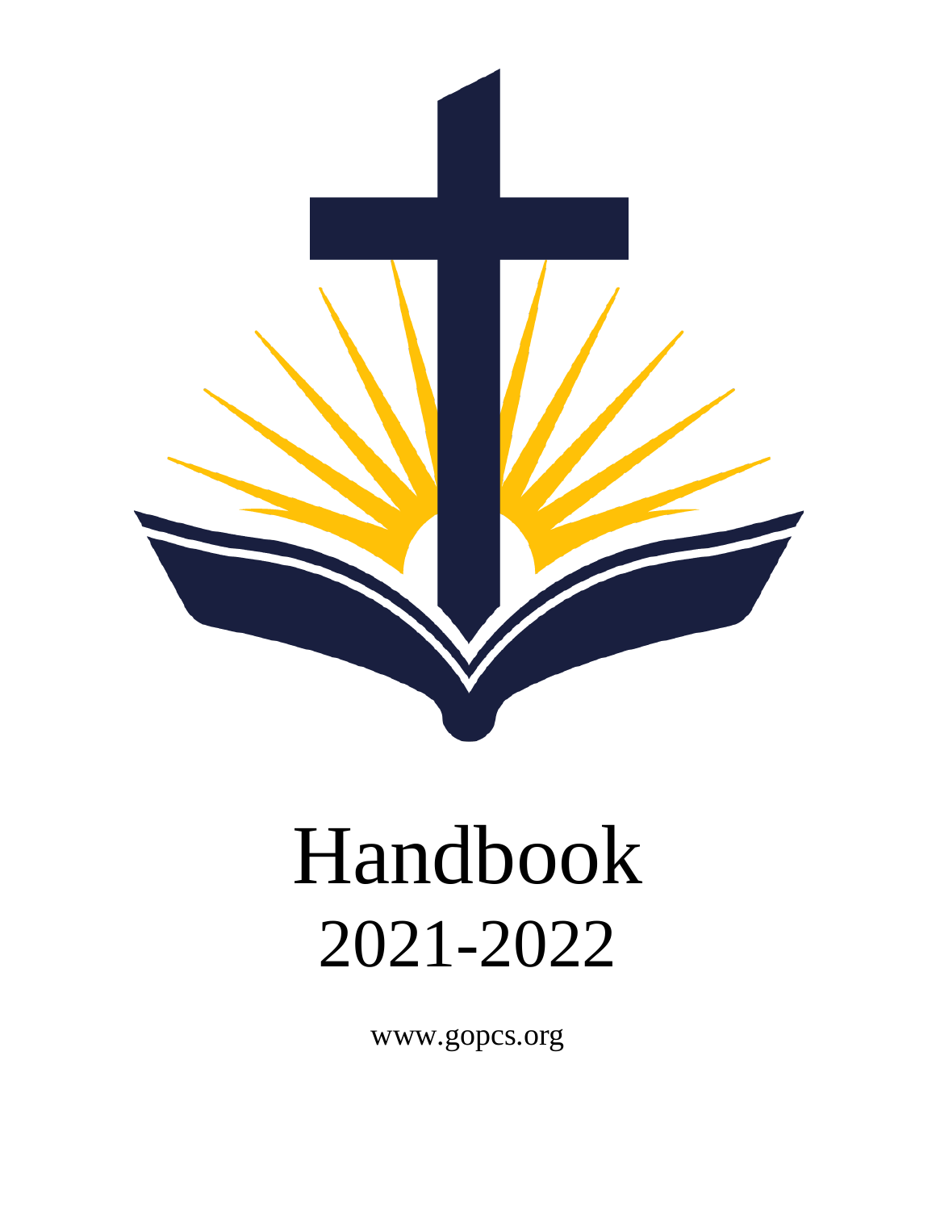# Handbook

## 2021-2022

www.gopcs.org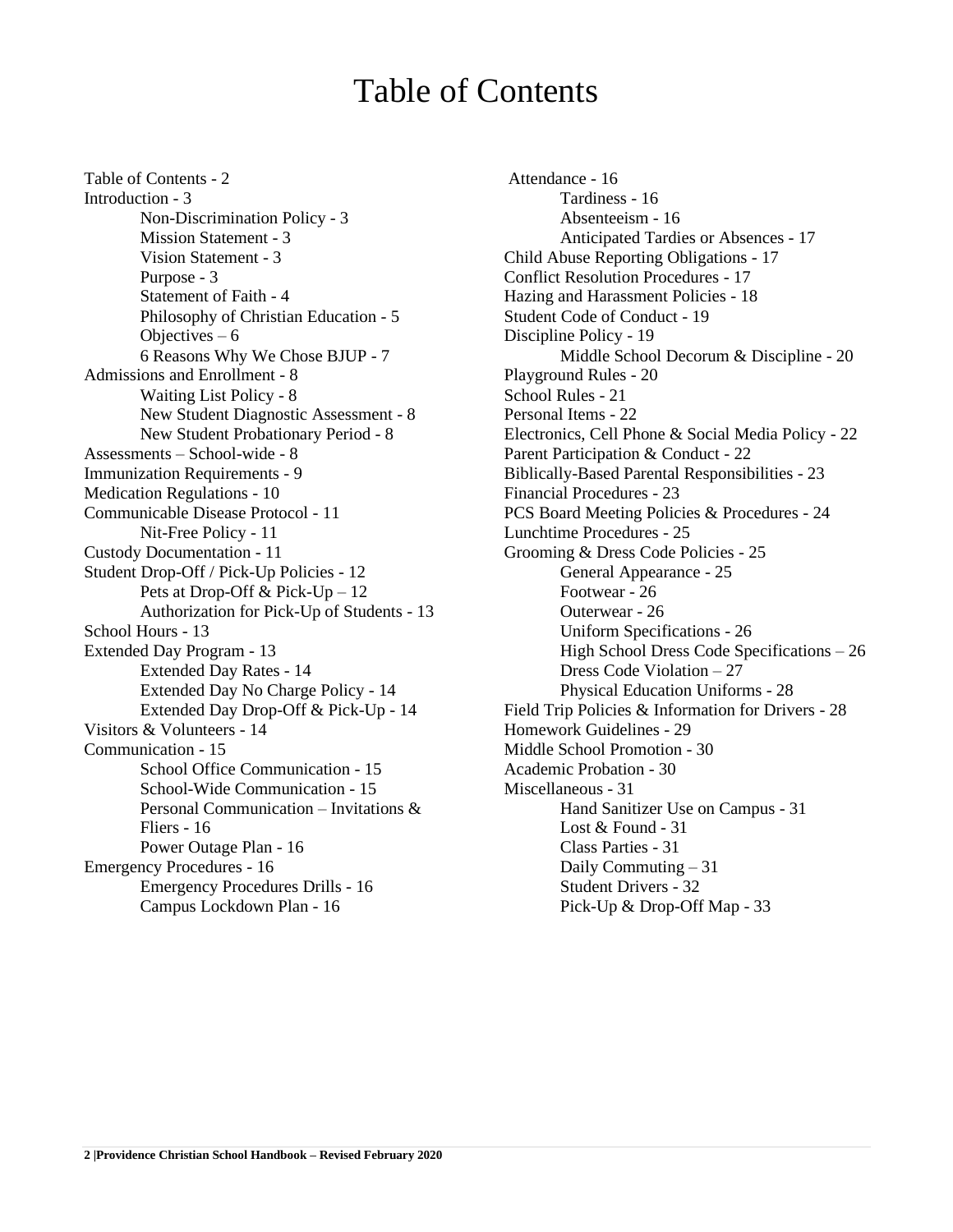# Table of Contents

- Table of Contents - 2
- Introduction - 3
  - Non-Discrimination Policy - 3
  - Mission Statement - 3
  - Vision Statement - 3
  - Purpose - 3
  - Statement of Faith - 4
  - Philosophy of Christian Education - 5
  - Objectives – 6
  - 6 Reasons Why We Chose BJUP - 7
- Admissions and Enrollment - 8
  - Waiting List Policy - 8
  - New Student Diagnostic Assessment - 8
  - New Student Probationary Period - 8
- Assessments – School-wide - 8
- Immunization Requirements - 9
- Medication Regulations - 10
- Communicable Disease Protocol - 11
  - Nit-Free Policy - 11
- Custody Documentation - 11
- Student Drop-Off / Pick-Up Policies - 12
  - Pets at Drop-Off & Pick-Up – 12
  - Authorization for Pick-Up of Students - 13
- School Hours - 13
- Extended Day Program - 13
  - Extended Day Rates - 14
  - Extended Day No Charge Policy - 14
  - Extended Day Drop-Off & Pick-Up - 14
- Visitors & Volunteers - 14
- Communication - 15
  - School Office Communication - 15
  - School-Wide Communication - 15
  - Personal Communication – Invitations & Fliers - 16
  - Power Outage Plan - 16
- Emergency Procedures - 16
  - Emergency Procedures Drills - 16
  - Campus Lockdown Plan - 16
- Attendance - 16
  - Tardiness - 16
  - Absenteeism - 16
  - Anticipated Tardies or Absences - 17
- Child Abuse Reporting Obligations - 17
- Conflict Resolution Procedures - 17
- Hazing and Harassment Policies - 18
- Student Code of Conduct - 19
- Discipline Policy - 19
  - Middle School Decorum & Discipline - 20
- Playground Rules - 20
- School Rules - 21
- Personal Items - 22
- Electronics, Cell Phone & Social Media Policy - 22
- Parent Participation & Conduct - 22
- Biblically-Based Parental Responsibilities - 23
- Financial Procedures - 23
- PCS Board Meeting Policies & Procedures - 24
- Lunchtime Procedures - 25
- Grooming & Dress Code Policies - 25
  - General Appearance - 25
  - Footwear - 26
  - Outerwear - 26
  - Uniform Specifications - 26
  - High School Dress Code Specifications – 26
  - Dress Code Violation – 27
  - Physical Education Uniforms - 28
- Field Trip Policies & Information for Drivers - 28
- Homework Guidelines - 29
- Middle School Promotion - 30
- Academic Probation - 30
- Miscellaneous - 31
  - Hand Sanitizer Use on Campus - 31
  - Lost & Found - 31
  - Class Parties - 31
  - Daily Commuting – 31
  - Student Drivers - 32
  - Pick-Up & Drop-Off Map - 33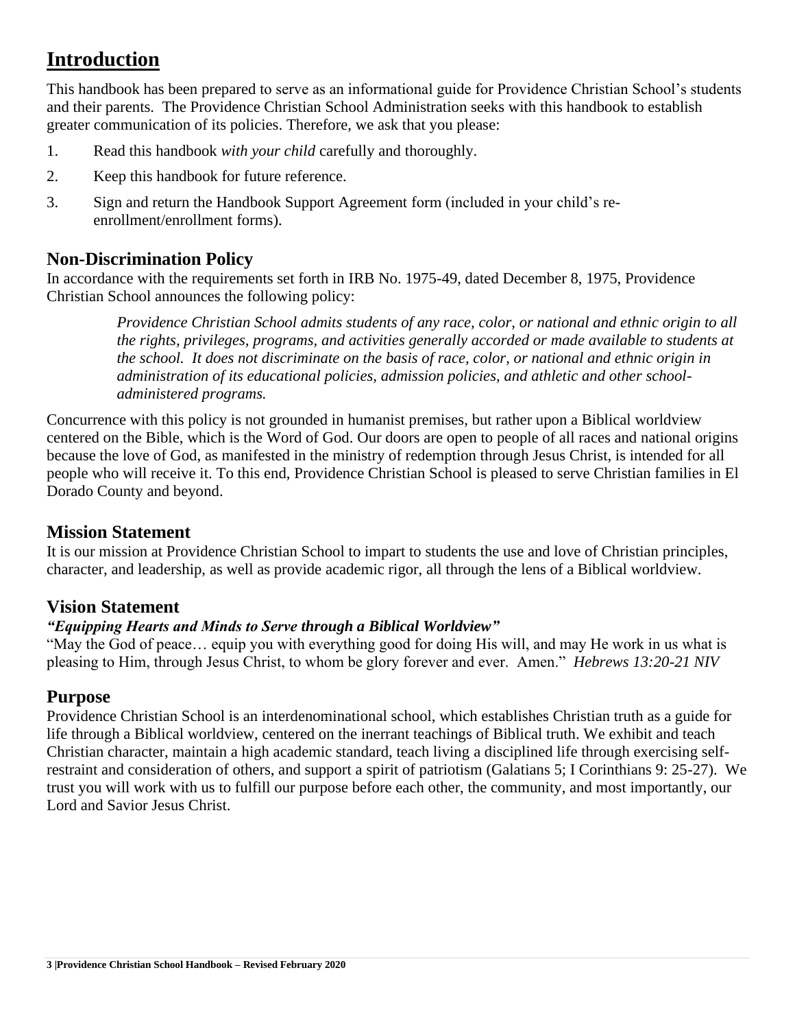# Introduction

This handbook has been prepared to serve as an informational guide for Providence Christian School's students and their parents. The Providence Christian School Administration seeks with this handbook to establish greater communication of its policies. Therefore, we ask that you please:

1. Read this handbook *with your child* carefully and thoroughly.
2. Keep this handbook for future reference.
3. Sign and return the Handbook Support Agreement form (included in your child's re-enrollment/enrollment forms).

## Non-Discrimination Policy

In accordance with the requirements set forth in IRB No. 1975-49, dated December 8, 1975, Providence Christian School announces the following policy:

> *Providence Christian School admits students of any race, color, or national and ethnic origin to all the rights, privileges, programs, and activities generally accorded or made available to students at the school. It does not discriminate on the basis of race, color, or national and ethnic origin in administration of its educational policies, admission policies, and athletic and other school-administered programs.*

Concurrence with this policy is not grounded in humanist premises, but rather upon a Biblical worldview centered on the Bible, which is the Word of God. Our doors are open to people of all races and national origins because the love of God, as manifested in the ministry of redemption through Jesus Christ, is intended for all people who will receive it. To this end, Providence Christian School is pleased to serve Christian families in El Dorado County and beyond.

## Mission Statement

It is our mission at Providence Christian School to impart to students the use and love of Christian principles, character, and leadership, as well as provide academic rigor, all through the lens of a Biblical worldview.

## Vision Statement

***"Equipping Hearts and Minds to Serve through a Biblical Worldview"***

"May the God of peace… equip you with everything good for doing His will, and may He work in us what is pleasing to Him, through Jesus Christ, to whom be glory forever and ever. Amen." *Hebrews 13:20-21 NIV*

## Purpose

Providence Christian School is an interdenominational school, which establishes Christian truth as a guide for life through a Biblical worldview, centered on the inerrant teachings of Biblical truth. We exhibit and teach Christian character, maintain a high academic standard, teach living a disciplined life through exercising self-restraint and consideration of others, and support a spirit of patriotism (Galatians 5; I Corinthians 9: 25-27). We trust you will work with us to fulfill our purpose before each other, the community, and most importantly, our Lord and Savior Jesus Christ.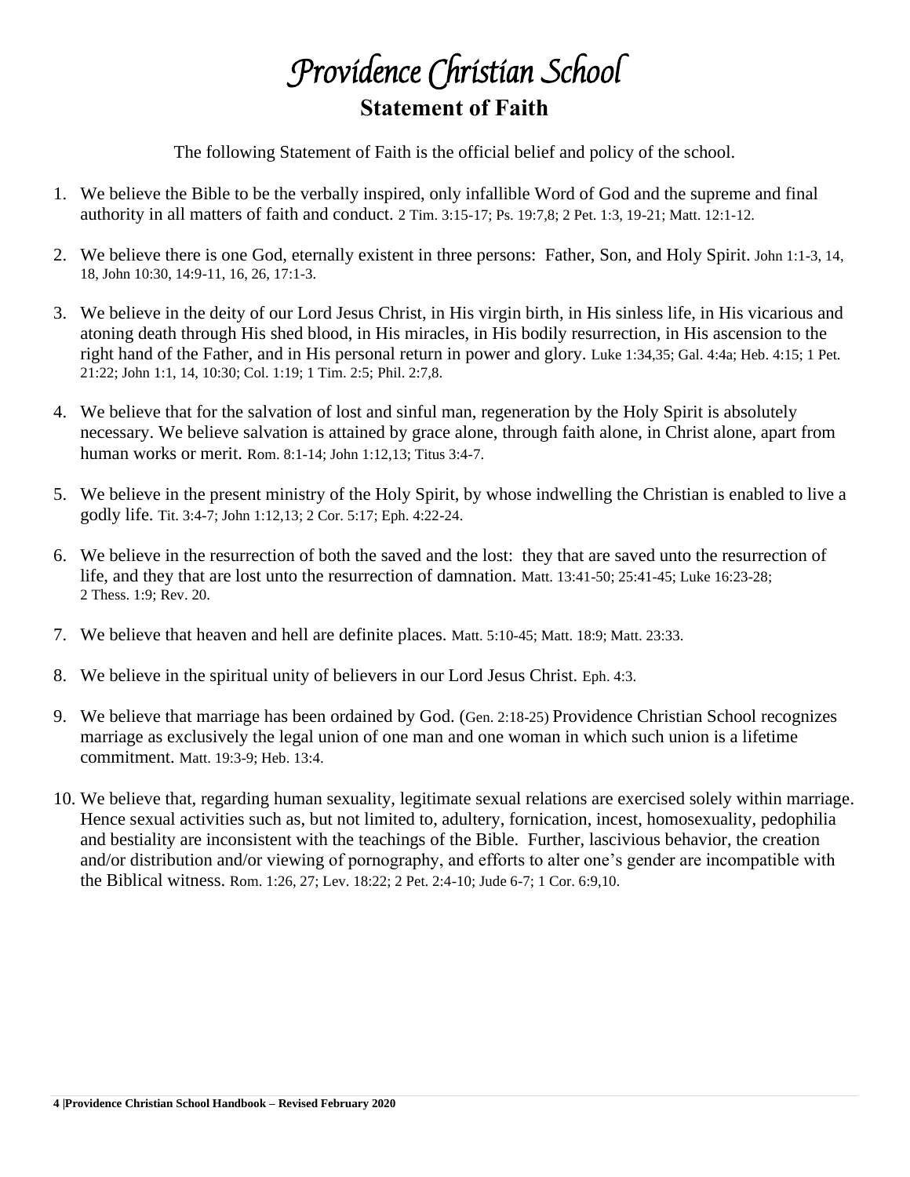# *Providence Christian School*

## Statement of Faith

The following Statement of Faith is the official belief and policy of the school.

1. We believe the Bible to be the verbally inspired, only infallible Word of God and the supreme and final authority in all matters of faith and conduct. 2 Tim. 3:15-17; Ps. 19:7,8; 2 Pet. 1:3, 19-21; Matt. 12:1-12.
2. We believe there is one God, eternally existent in three persons: Father, Son, and Holy Spirit. John 1:1-3, 14, 18, John 10:30, 14:9-11, 16, 26, 17:1-3.
3. We believe in the deity of our Lord Jesus Christ, in His virgin birth, in His sinless life, in His vicarious and atoning death through His shed blood, in His miracles, in His bodily resurrection, in His ascension to the right hand of the Father, and in His personal return in power and glory. Luke 1:34,35; Gal. 4:4a; Heb. 4:15; 1 Pet. 21:22; John 1:1, 14, 10:30; Col. 1:19; 1 Tim. 2:5; Phil. 2:7,8.
4. We believe that for the salvation of lost and sinful man, regeneration by the Holy Spirit is absolutely necessary. We believe salvation is attained by grace alone, through faith alone, in Christ alone, apart from human works or merit. Rom. 8:1-14; John 1:12,13; Titus 3:4-7.
5. We believe in the present ministry of the Holy Spirit, by whose indwelling the Christian is enabled to live a godly life. Tit. 3:4-7; John 1:12,13; 2 Cor. 5:17; Eph. 4:22-24.
6. We believe in the resurrection of both the saved and the lost: they that are saved unto the resurrection of life, and they that are lost unto the resurrection of damnation. Matt. 13:41-50; 25:41-45; Luke 16:23-28; 2 Thess. 1:9; Rev. 20.
7. We believe that heaven and hell are definite places. Matt. 5:10-45; Matt. 18:9; Matt. 23:33.
8. We believe in the spiritual unity of believers in our Lord Jesus Christ. Eph. 4:3.
9. We believe that marriage has been ordained by God. (Gen. 2:18-25) Providence Christian School recognizes marriage as exclusively the legal union of one man and one woman in which such union is a lifetime commitment. Matt. 19:3-9; Heb. 13:4.
10. We believe that, regarding human sexuality, legitimate sexual relations are exercised solely within marriage. Hence sexual activities such as, but not limited to, adultery, fornication, incest, homosexuality, pedophilia and bestiality are inconsistent with the teachings of the Bible. Further, lascivious behavior, the creation and/or distribution and/or viewing of pornography, and efforts to alter one's gender are incompatible with the Biblical witness. Rom. 1:26, 27; Lev. 18:22; 2 Pet. 2:4-10; Jude 6-7; 1 Cor. 6:9,10.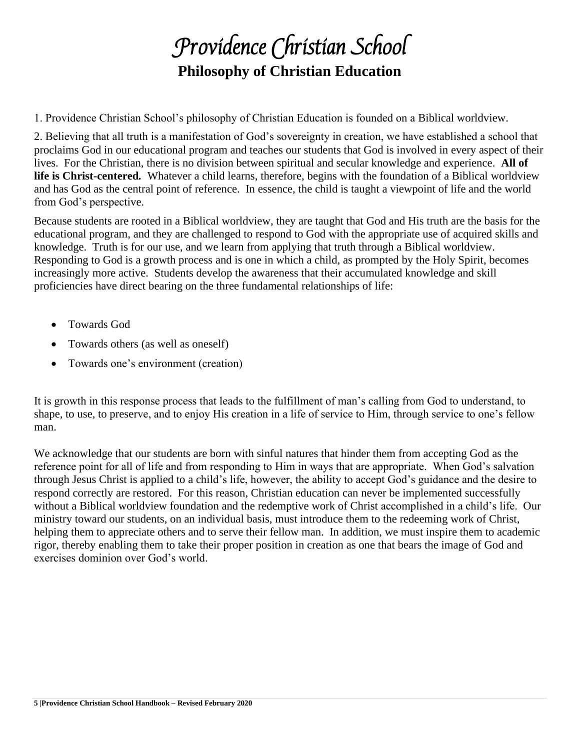# *Providence Christian School*

## Philosophy of Christian Education

1. Providence Christian School's philosophy of Christian Education is founded on a Biblical worldview.

2. Believing that all truth is a manifestation of God's sovereignty in creation, we have established a school that proclaims God in our educational program and teaches our students that God is involved in every aspect of their lives. For the Christian, there is no division between spiritual and secular knowledge and experience. **All of life is Christ-centered.** Whatever a child learns, therefore, begins with the foundation of a Biblical worldview and has God as the central point of reference. In essence, the child is taught a viewpoint of life and the world from God's perspective.

Because students are rooted in a Biblical worldview, they are taught that God and His truth are the basis for the educational program, and they are challenged to respond to God with the appropriate use of acquired skills and knowledge. Truth is for our use, and we learn from applying that truth through a Biblical worldview. Responding to God is a growth process and is one in which a child, as prompted by the Holy Spirit, becomes increasingly more active. Students develop the awareness that their accumulated knowledge and skill proficiencies have direct bearing on the three fundamental relationships of life:

- Towards God
- Towards others (as well as oneself)
- Towards one's environment (creation)

It is growth in this response process that leads to the fulfillment of man's calling from God to understand, to shape, to use, to preserve, and to enjoy His creation in a life of service to Him, through service to one's fellow man.

We acknowledge that our students are born with sinful natures that hinder them from accepting God as the reference point for all of life and from responding to Him in ways that are appropriate. When God's salvation through Jesus Christ is applied to a child's life, however, the ability to accept God's guidance and the desire to respond correctly are restored. For this reason, Christian education can never be implemented successfully without a Biblical worldview foundation and the redemptive work of Christ accomplished in a child's life. Our ministry toward our students, on an individual basis, must introduce them to the redeeming work of Christ, helping them to appreciate others and to serve their fellow man. In addition, we must inspire them to academic rigor, thereby enabling them to take their proper position in creation as one that bears the image of God and exercises dominion over God's world.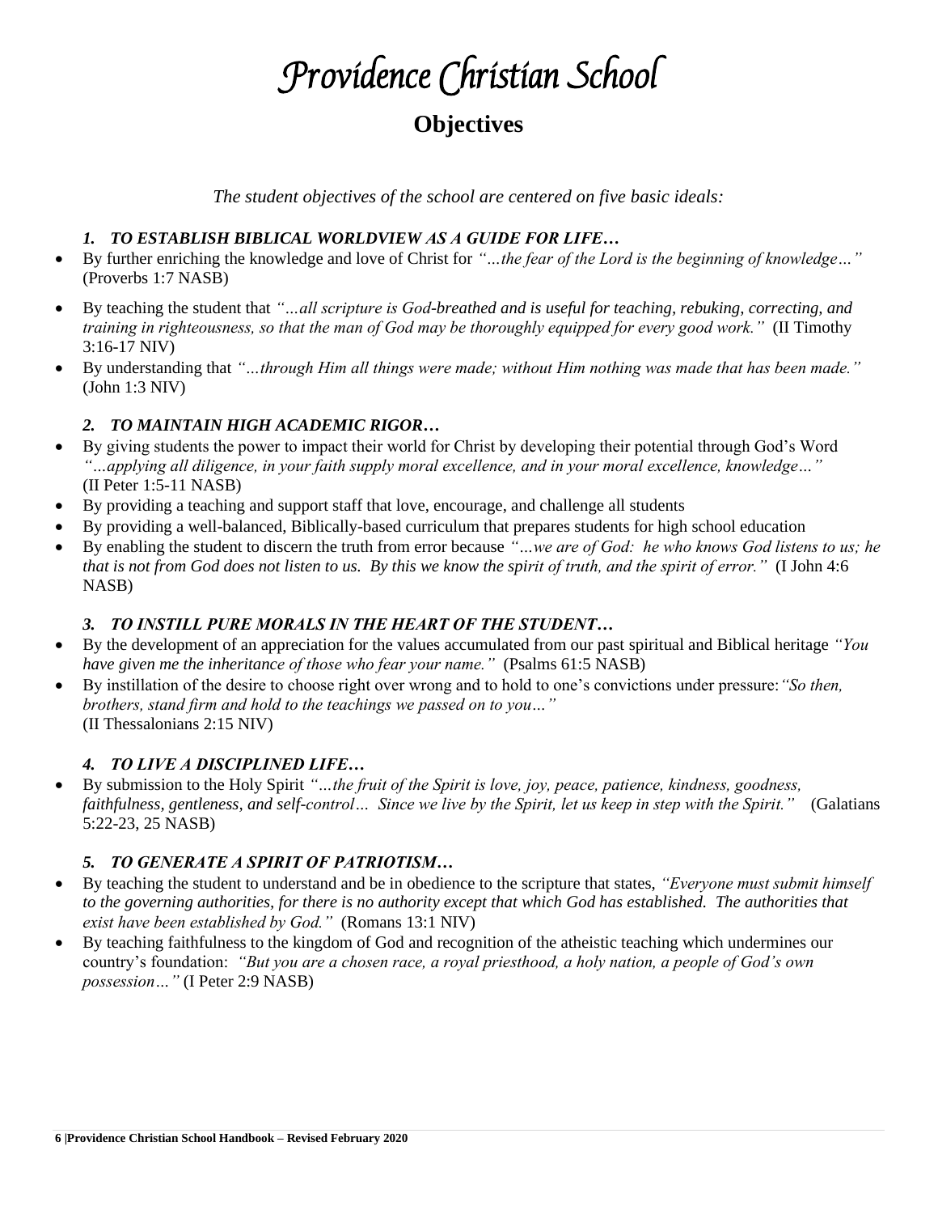# *Providence Christian School*

## Objectives

*The student objectives of the school are centered on five basic ideals:*

### *1. TO ESTABLISH BIBLICAL WORLDVIEW AS A GUIDE FOR LIFE…*

- By further enriching the knowledge and love of Christ for *"…the fear of the Lord is the beginning of knowledge…"* (Proverbs 1:7 NASB)
- By teaching the student that *"…all scripture is God-breathed and is useful for teaching, rebuking, correcting, and training in righteousness, so that the man of God may be thoroughly equipped for every good work."* (II Timothy 3:16-17 NIV)
- By understanding that *"…through Him all things were made; without Him nothing was made that has been made."* (John 1:3 NIV)

### *2. TO MAINTAIN HIGH ACADEMIC RIGOR…*

- By giving students the power to impact their world for Christ by developing their potential through God's Word *"…applying all diligence, in your faith supply moral excellence, and in your moral excellence, knowledge…"* (II Peter 1:5-11 NASB)
- By providing a teaching and support staff that love, encourage, and challenge all students
- By providing a well-balanced, Biblically-based curriculum that prepares students for high school education
- By enabling the student to discern the truth from error because *"…we are of God: he who knows God listens to us; he that is not from God does not listen to us. By this we know the spirit of truth, and the spirit of error."* (I John 4:6 NASB)

### *3. TO INSTILL PURE MORALS IN THE HEART OF THE STUDENT…*

- By the development of an appreciation for the values accumulated from our past spiritual and Biblical heritage *"You have given me the inheritance of those who fear your name."* (Psalms 61:5 NASB)
- By instillation of the desire to choose right over wrong and to hold to one's convictions under pressure: *"So then, brothers, stand firm and hold to the teachings we passed on to you…"* (II Thessalonians 2:15 NIV)

### *4. TO LIVE A DISCIPLINED LIFE…*

- By submission to the Holy Spirit *"…the fruit of the Spirit is love, joy, peace, patience, kindness, goodness, faithfulness, gentleness, and self-control… Since we live by the Spirit, let us keep in step with the Spirit."* (Galatians 5:22-23, 25 NASB)

### *5. TO GENERATE A SPIRIT OF PATRIOTISM…*

- By teaching the student to understand and be in obedience to the scripture that states, *"Everyone must submit himself to the governing authorities, for there is no authority except that which God has established. The authorities that exist have been established by God."* (Romans 13:1 NIV)
- By teaching faithfulness to the kingdom of God and recognition of the atheistic teaching which undermines our country's foundation: *"But you are a chosen race, a royal priesthood, a holy nation, a people of God's own possession…"* (I Peter 2:9 NASB)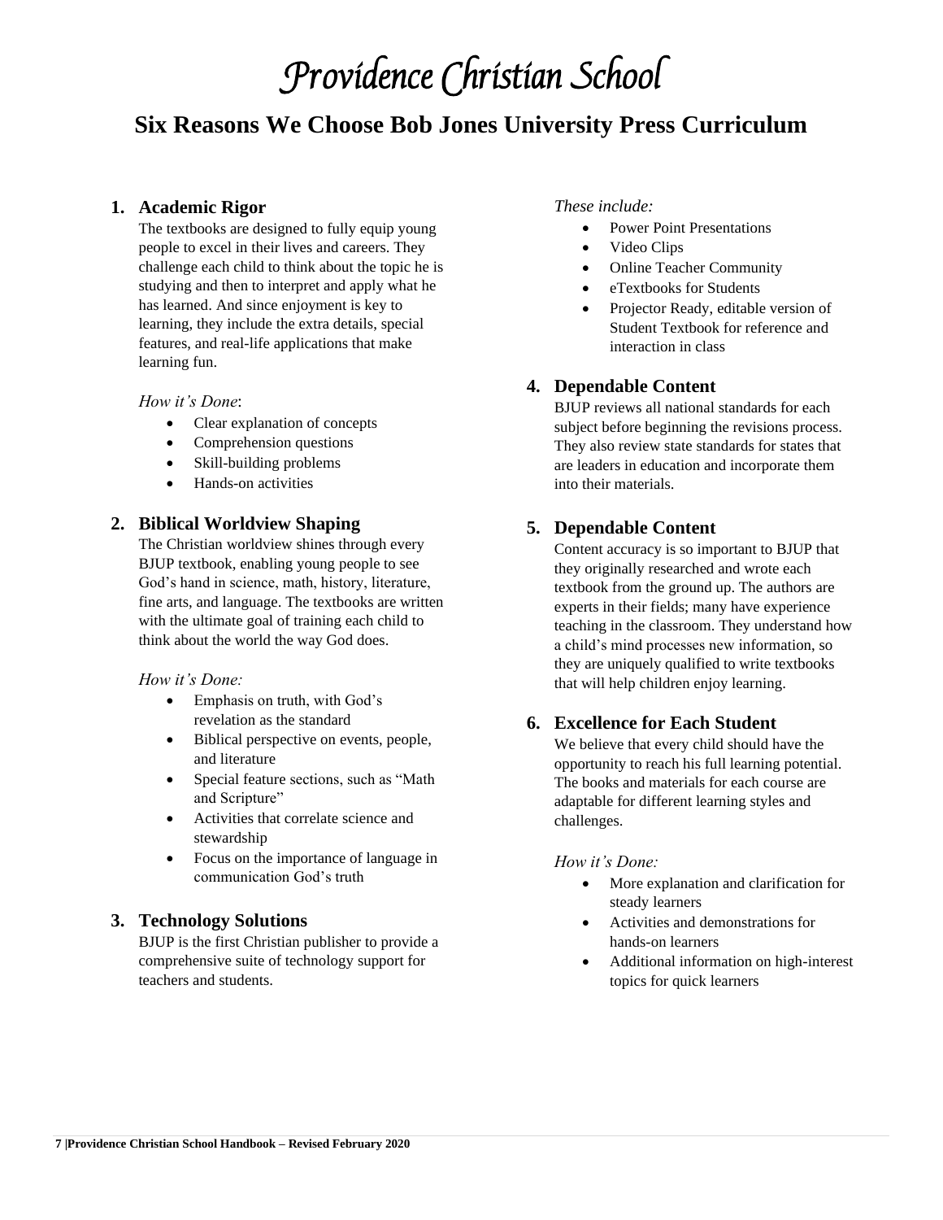# Providence Christian School

## Six Reasons We Choose Bob Jones University Press Curriculum

1. **Academic Rigor**

   The textbooks are designed to fully equip young people to excel in their lives and careers. They challenge each child to think about the topic he is studying and then to interpret and apply what he has learned. And since enjoyment is key to learning, they include the extra details, special features, and real-life applications that make learning fun.

   *How it's Done*:

   - Clear explanation of concepts
   - Comprehension questions
   - Skill-building problems
   - Hands-on activities

2. **Biblical Worldview Shaping**

   The Christian worldview shines through every BJUP textbook, enabling young people to see God's hand in science, math, history, literature, fine arts, and language. The textbooks are written with the ultimate goal of training each child to think about the world the way God does.

   *How it's Done:*

   - Emphasis on truth, with God's revelation as the standard
   - Biblical perspective on events, people, and literature
   - Special feature sections, such as "Math and Scripture"
   - Activities that correlate science and stewardship
   - Focus on the importance of language in communication God's truth

3. **Technology Solutions**

   BJUP is the first Christian publisher to provide a comprehensive suite of technology support for teachers and students.

   *These include:*

   - Power Point Presentations
   - Video Clips
   - Online Teacher Community
   - eTextbooks for Students
   - Projector Ready, editable version of Student Textbook for reference and interaction in class

4. **Dependable Content**

   BJUP reviews all national standards for each subject before beginning the revisions process. They also review state standards for states that are leaders in education and incorporate them into their materials.

5. **Dependable Content**

   Content accuracy is so important to BJUP that they originally researched and wrote each textbook from the ground up. The authors are experts in their fields; many have experience teaching in the classroom. They understand how a child's mind processes new information, so they are uniquely qualified to write textbooks that will help children enjoy learning.

6. **Excellence for Each Student**

   We believe that every child should have the opportunity to reach his full learning potential. The books and materials for each course are adaptable for different learning styles and challenges.

   *How it's Done:*

   - More explanation and clarification for steady learners
   - Activities and demonstrations for hands-on learners
   - Additional information on high-interest topics for quick learners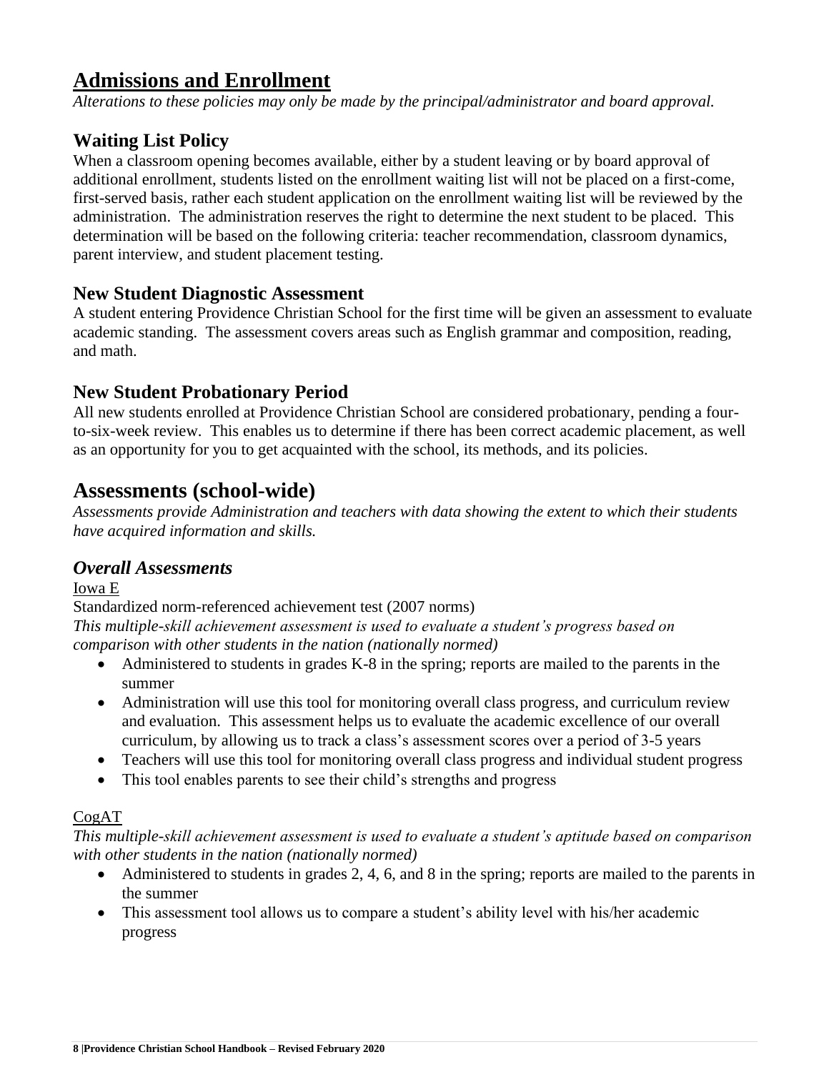# Admissions and Enrollment

*Alterations to these policies may only be made by the principal/administrator and board approval.*

## Waiting List Policy

When a classroom opening becomes available, either by a student leaving or by board approval of additional enrollment, students listed on the enrollment waiting list will not be placed on a first-come, first-served basis, rather each student application on the enrollment waiting list will be reviewed by the administration. The administration reserves the right to determine the next student to be placed. This determination will be based on the following criteria: teacher recommendation, classroom dynamics, parent interview, and student placement testing.

## New Student Diagnostic Assessment

A student entering Providence Christian School for the first time will be given an assessment to evaluate academic standing. The assessment covers areas such as English grammar and composition, reading, and math.

## New Student Probationary Period

All new students enrolled at Providence Christian School are considered probationary, pending a four-to-six-week review. This enables us to determine if there has been correct academic placement, as well as an opportunity for you to get acquainted with the school, its methods, and its policies.

# Assessments (school-wide)

*Assessments provide Administration and teachers with data showing the extent to which their students have acquired information and skills.*

## *Overall Assessments*

Iowa E

Standardized norm-referenced achievement test (2007 norms)

*This multiple-skill achievement assessment is used to evaluate a student's progress based on comparison with other students in the nation (nationally normed)*

- Administered to students in grades K-8 in the spring; reports are mailed to the parents in the summer
- Administration will use this tool for monitoring overall class progress, and curriculum review and evaluation. This assessment helps us to evaluate the academic excellence of our overall curriculum, by allowing us to track a class's assessment scores over a period of 3-5 years
- Teachers will use this tool for monitoring overall class progress and individual student progress
- This tool enables parents to see their child's strengths and progress

CogAT

*This multiple-skill achievement assessment is used to evaluate a student's aptitude based on comparison with other students in the nation (nationally normed)*

- Administered to students in grades 2, 4, 6, and 8 in the spring; reports are mailed to the parents in the summer
- This assessment tool allows us to compare a student's ability level with his/her academic progress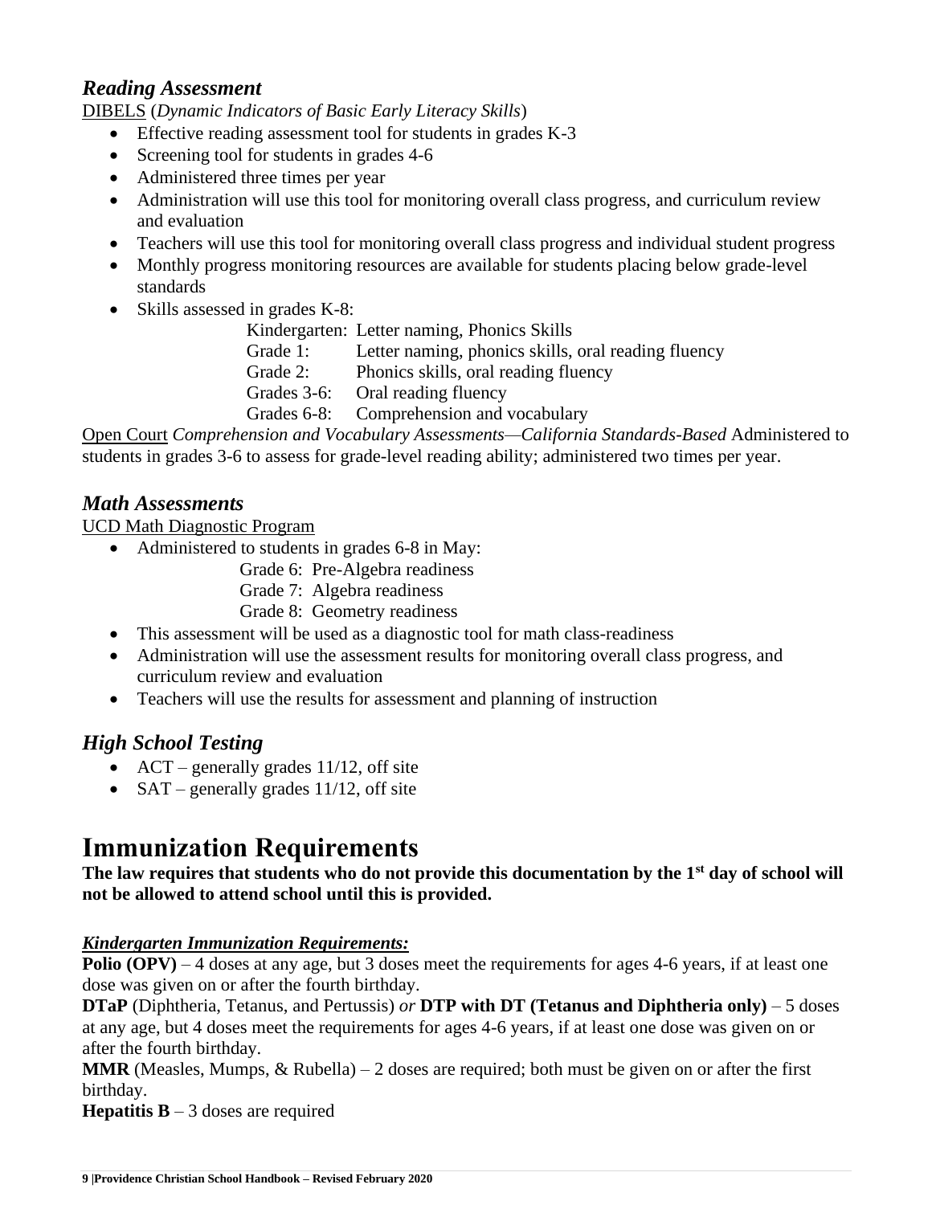### *Reading Assessment*

DIBELS (*Dynamic Indicators of Basic Early Literacy Skills*)

- Effective reading assessment tool for students in grades K-3
- Screening tool for students in grades 4-6
- Administered three times per year
- Administration will use this tool for monitoring overall class progress, and curriculum review and evaluation
- Teachers will use this tool for monitoring overall class progress and individual student progress
- Monthly progress monitoring resources are available for students placing below grade-level standards
- Skills assessed in grades K-8:

  Kindergarten: Letter naming, Phonics Skills
  Grade 1: Letter naming, phonics skills, oral reading fluency
  Grade 2: Phonics skills, oral reading fluency
  Grades 3-6: Oral reading fluency
  Grades 6-8: Comprehension and vocabulary

Open Court *Comprehension and Vocabulary Assessments—California Standards-Based* Administered to students in grades 3-6 to assess for grade-level reading ability; administered two times per year.

### *Math Assessments*

UCD Math Diagnostic Program

- Administered to students in grades 6-8 in May:

  Grade 6: Pre-Algebra readiness
  Grade 7: Algebra readiness
  Grade 8: Geometry readiness

- This assessment will be used as a diagnostic tool for math class-readiness
- Administration will use the assessment results for monitoring overall class progress, and curriculum review and evaluation
- Teachers will use the results for assessment and planning of instruction

### *High School Testing*

- ACT – generally grades 11/12, off site
- SAT – generally grades 11/12, off site

# Immunization Requirements

**The law requires that students who do not provide this documentation by the 1st day of school will not be allowed to attend school until this is provided.**

***Kindergarten Immunization Requirements:***

**Polio (OPV)** – 4 doses at any age, but 3 doses meet the requirements for ages 4-6 years, if at least one dose was given on or after the fourth birthday.

**DTaP** (Diphtheria, Tetanus, and Pertussis) *or* **DTP with DT (Tetanus and Diphtheria only)** – 5 doses at any age, but 4 doses meet the requirements for ages 4-6 years, if at least one dose was given on or after the fourth birthday.

**MMR** (Measles, Mumps, & Rubella) – 2 doses are required; both must be given on or after the first birthday.

**Hepatitis B** – 3 doses are required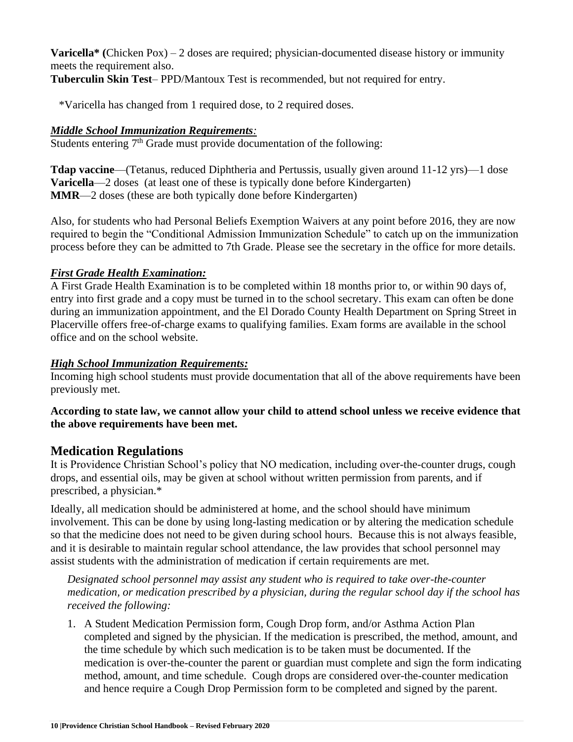**Varicella* (**Chicken Pox) – 2 doses are required; physician-documented disease history or immunity meets the requirement also.
**Tuberculin Skin Test**– PPD/Mantoux Test is recommended, but not required for entry.

*Varicella has changed from 1 required dose, to 2 required doses.

### ***Middle School Immunization Requirements****:*

Students entering 7th Grade must provide documentation of the following:

**Tdap vaccine**—(Tetanus, reduced Diphtheria and Pertussis, usually given around 11-12 yrs)—1 dose
**Varicella**—2 doses (at least one of these is typically done before Kindergarten)
**MMR**—2 doses (these are both typically done before Kindergarten)

Also, for students who had Personal Beliefs Exemption Waivers at any point before 2016, they are now required to begin the "Conditional Admission Immunization Schedule" to catch up on the immunization process before they can be admitted to 7th Grade. Please see the secretary in the office for more details.

### ***First Grade Health Examination:***

A First Grade Health Examination is to be completed within 18 months prior to, or within 90 days of, entry into first grade and a copy must be turned in to the school secretary. This exam can often be done during an immunization appointment, and the El Dorado County Health Department on Spring Street in Placerville offers free-of-charge exams to qualifying families. Exam forms are available in the school office and on the school website.

### ***High School Immunization Requirements:***

Incoming high school students must provide documentation that all of the above requirements have been previously met.

**According to state law, we cannot allow your child to attend school unless we receive evidence that the above requirements have been met.**

## Medication Regulations

It is Providence Christian School's policy that NO medication, including over-the-counter drugs, cough drops, and essential oils, may be given at school without written permission from parents, and if prescribed, a physician.*

Ideally, all medication should be administered at home, and the school should have minimum involvement. This can be done by using long-lasting medication or by altering the medication schedule so that the medicine does not need to be given during school hours. Because this is not always feasible, and it is desirable to maintain regular school attendance, the law provides that school personnel may assist students with the administration of medication if certain requirements are met.

*Designated school personnel may assist any student who is required to take over-the-counter medication, or medication prescribed by a physician, during the regular school day if the school has received the following:*

1. A Student Medication Permission form, Cough Drop form, and/or Asthma Action Plan completed and signed by the physician. If the medication is prescribed, the method, amount, and the time schedule by which such medication is to be taken must be documented. If the medication is over-the-counter the parent or guardian must complete and sign the form indicating method, amount, and time schedule. Cough drops are considered over-the-counter medication and hence require a Cough Drop Permission form to be completed and signed by the parent.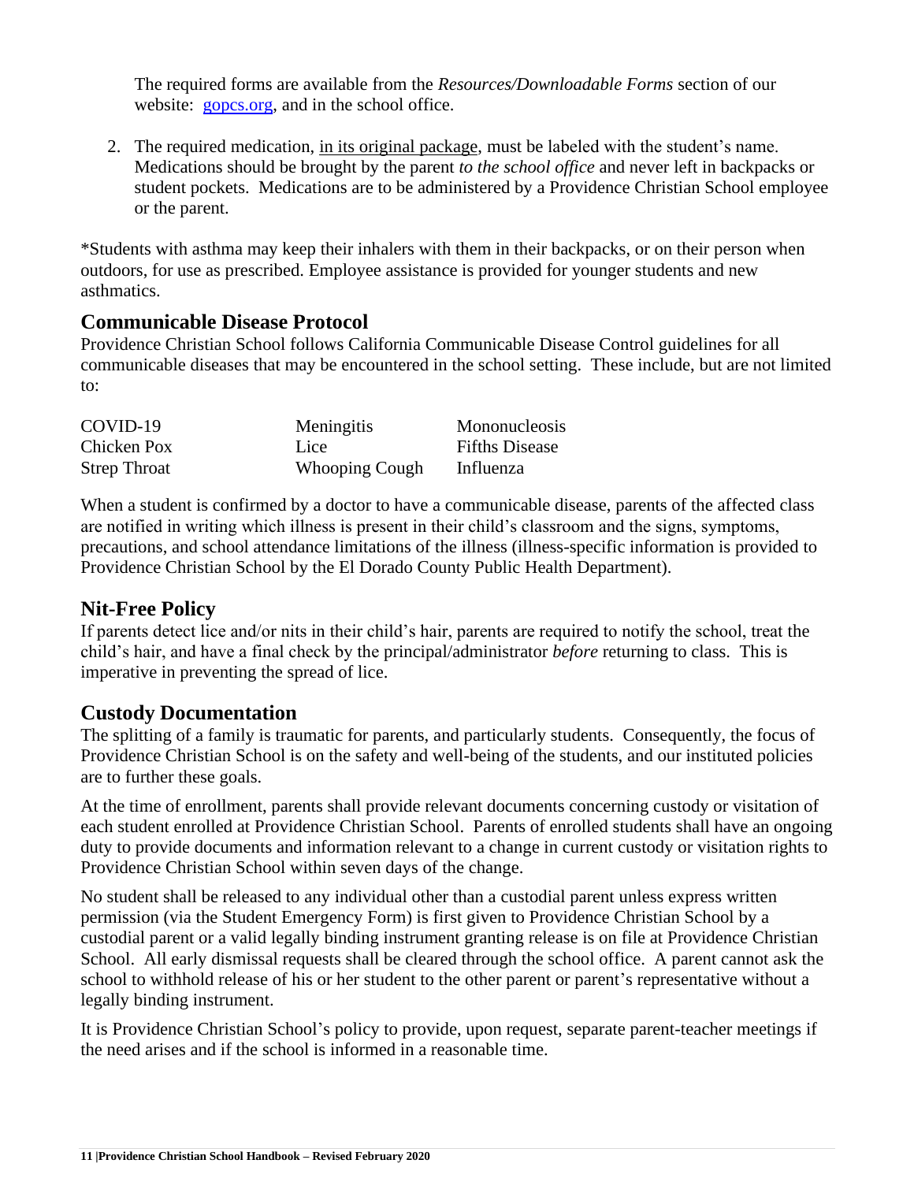The required forms are available from the *Resources/Downloadable Forms* section of our website: [gopcs.org](http://gopcs.org), and in the school office.

2. The required medication, <u>in its original package</u>, must be labeled with the student's name. Medications should be brought by the parent *to the school office* and never left in backpacks or student pockets. Medications are to be administered by a Providence Christian School employee or the parent.

*Students with asthma may keep their inhalers with them in their backpacks, or on their person when outdoors, for use as prescribed. Employee assistance is provided for younger students and new asthmatics.

## Communicable Disease Protocol

Providence Christian School follows California Communicable Disease Control guidelines for all communicable diseases that may be encountered in the school setting. These include, but are not limited to:

| | | |
|---|---|---|
| COVID-19 | Meningitis | Mononucleosis |
| Chicken Pox | Lice | Fifths Disease |
| Strep Throat | Whooping Cough | Influenza |

When a student is confirmed by a doctor to have a communicable disease, parents of the affected class are notified in writing which illness is present in their child's classroom and the signs, symptoms, precautions, and school attendance limitations of the illness (illness-specific information is provided to Providence Christian School by the El Dorado County Public Health Department).

## Nit-Free Policy

If parents detect lice and/or nits in their child's hair, parents are required to notify the school, treat the child's hair, and have a final check by the principal/administrator *before* returning to class. This is imperative in preventing the spread of lice.

## Custody Documentation

The splitting of a family is traumatic for parents, and particularly students. Consequently, the focus of Providence Christian School is on the safety and well-being of the students, and our instituted policies are to further these goals.

At the time of enrollment, parents shall provide relevant documents concerning custody or visitation of each student enrolled at Providence Christian School. Parents of enrolled students shall have an ongoing duty to provide documents and information relevant to a change in current custody or visitation rights to Providence Christian School within seven days of the change.

No student shall be released to any individual other than a custodial parent unless express written permission (via the Student Emergency Form) is first given to Providence Christian School by a custodial parent or a valid legally binding instrument granting release is on file at Providence Christian School. All early dismissal requests shall be cleared through the school office. A parent cannot ask the school to withhold release of his or her student to the other parent or parent's representative without a legally binding instrument.

It is Providence Christian School's policy to provide, upon request, separate parent-teacher meetings if the need arises and if the school is informed in a reasonable time.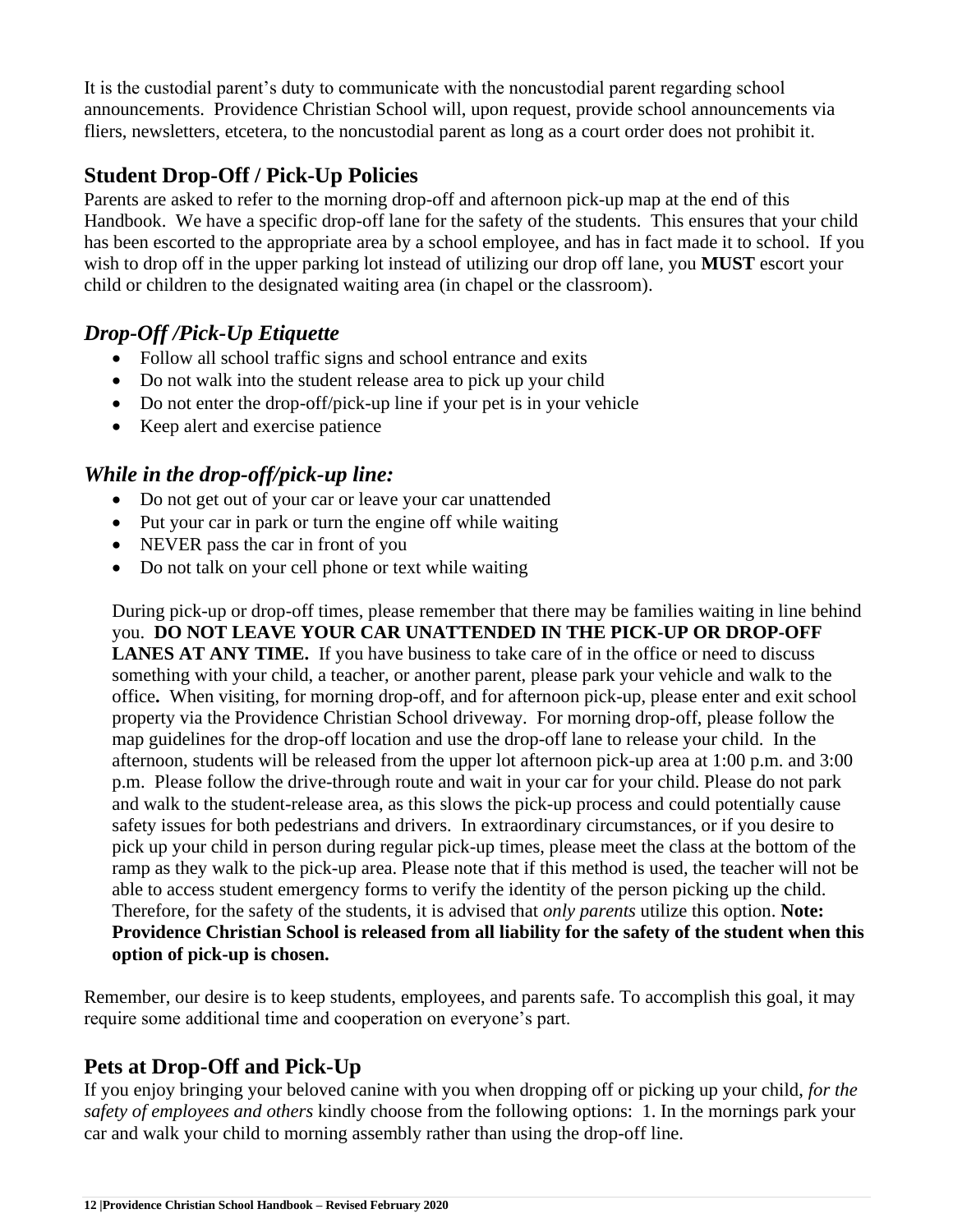It is the custodial parent's duty to communicate with the noncustodial parent regarding school announcements. Providence Christian School will, upon request, provide school announcements via fliers, newsletters, etcetera, to the noncustodial parent as long as a court order does not prohibit it.

## Student Drop-Off / Pick-Up Policies

Parents are asked to refer to the morning drop-off and afternoon pick-up map at the end of this Handbook. We have a specific drop-off lane for the safety of the students. This ensures that your child has been escorted to the appropriate area by a school employee, and has in fact made it to school. If you wish to drop off in the upper parking lot instead of utilizing our drop off lane, you **MUST** escort your child or children to the designated waiting area (in chapel or the classroom).

### *Drop-Off /Pick-Up Etiquette*

- Follow all school traffic signs and school entrance and exits
- Do not walk into the student release area to pick up your child
- Do not enter the drop-off/pick-up line if your pet is in your vehicle
- Keep alert and exercise patience

### *While in the drop-off/pick-up line:*

- Do not get out of your car or leave your car unattended
- Put your car in park or turn the engine off while waiting
- NEVER pass the car in front of you
- Do not talk on your cell phone or text while waiting

During pick-up or drop-off times, please remember that there may be families waiting in line behind you. **DO NOT LEAVE YOUR CAR UNATTENDED IN THE PICK-UP OR DROP-OFF LANES AT ANY TIME.** If you have business to take care of in the office or need to discuss something with your child, a teacher, or another parent, please park your vehicle and walk to the office**.** When visiting, for morning drop-off, and for afternoon pick-up, please enter and exit school property via the Providence Christian School driveway. For morning drop-off, please follow the map guidelines for the drop-off location and use the drop-off lane to release your child. In the afternoon, students will be released from the upper lot afternoon pick-up area at 1:00 p.m. and 3:00 p.m. Please follow the drive-through route and wait in your car for your child. Please do not park and walk to the student-release area, as this slows the pick-up process and could potentially cause safety issues for both pedestrians and drivers. In extraordinary circumstances, or if you desire to pick up your child in person during regular pick-up times, please meet the class at the bottom of the ramp as they walk to the pick-up area. Please note that if this method is used, the teacher will not be able to access student emergency forms to verify the identity of the person picking up the child. Therefore, for the safety of the students, it is advised that *only parents* utilize this option. **Note: Providence Christian School is released from all liability for the safety of the student when this option of pick-up is chosen.**

Remember, our desire is to keep students, employees, and parents safe. To accomplish this goal, it may require some additional time and cooperation on everyone's part.

## Pets at Drop-Off and Pick-Up

If you enjoy bringing your beloved canine with you when dropping off or picking up your child, *for the safety of employees and others* kindly choose from the following options: 1. In the mornings park your car and walk your child to morning assembly rather than using the drop-off line.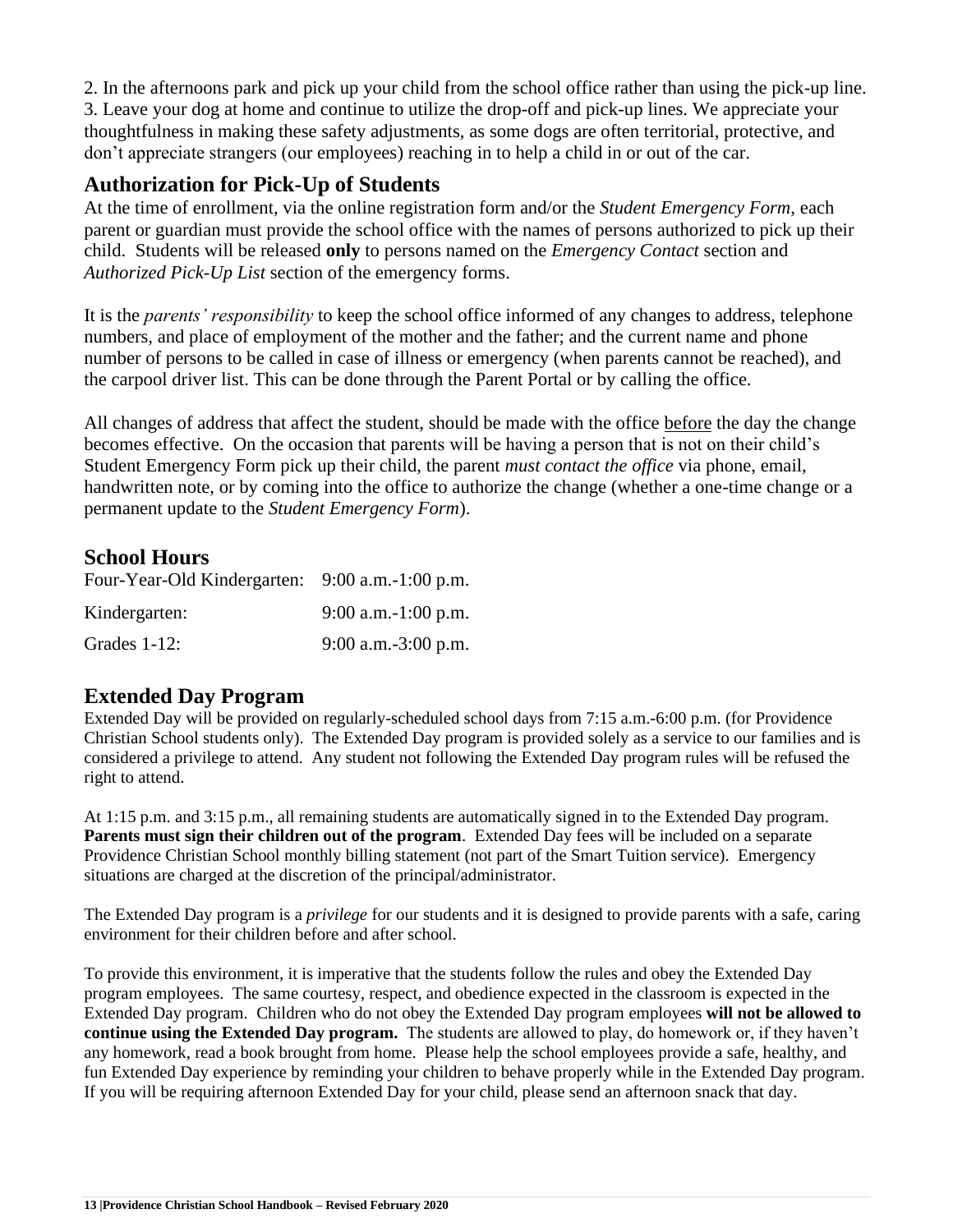2. In the afternoons park and pick up your child from the school office rather than using the pick-up line.
3. Leave your dog at home and continue to utilize the drop-off and pick-up lines. We appreciate your thoughtfulness in making these safety adjustments, as some dogs are often territorial, protective, and don't appreciate strangers (our employees) reaching in to help a child in or out of the car.

## Authorization for Pick-Up of Students

At the time of enrollment, via the online registration form and/or the *Student Emergency Form*, each parent or guardian must provide the school office with the names of persons authorized to pick up their child. Students will be released **only** to persons named on the *Emergency Contact* section and *Authorized Pick-Up List* section of the emergency forms.

It is the *parents' responsibility* to keep the school office informed of any changes to address, telephone numbers, and place of employment of the mother and the father; and the current name and phone number of persons to be called in case of illness or emergency (when parents cannot be reached), and the carpool driver list. This can be done through the Parent Portal or by calling the office.

All changes of address that affect the student, should be made with the office before the day the change becomes effective. On the occasion that parents will be having a person that is not on their child's Student Emergency Form pick up their child, the parent *must contact the office* via phone, email, handwritten note, or by coming into the office to authorize the change (whether a one-time change or a permanent update to the *Student Emergency Form*).

## School Hours

| | |
|---|---|
| Four-Year-Old Kindergarten: | 9:00 a.m.-1:00 p.m. |
| Kindergarten: | 9:00 a.m.-1:00 p.m. |
| Grades 1-12: | 9:00 a.m.-3:00 p.m. |

## Extended Day Program

Extended Day will be provided on regularly-scheduled school days from 7:15 a.m.-6:00 p.m. (for Providence Christian School students only). The Extended Day program is provided solely as a service to our families and is considered a privilege to attend. Any student not following the Extended Day program rules will be refused the right to attend.

At 1:15 p.m. and 3:15 p.m., all remaining students are automatically signed in to the Extended Day program. **Parents must sign their children out of the program**. Extended Day fees will be included on a separate Providence Christian School monthly billing statement (not part of the Smart Tuition service). Emergency situations are charged at the discretion of the principal/administrator.

The Extended Day program is a *privilege* for our students and it is designed to provide parents with a safe, caring environment for their children before and after school.

To provide this environment, it is imperative that the students follow the rules and obey the Extended Day program employees. The same courtesy, respect, and obedience expected in the classroom is expected in the Extended Day program. Children who do not obey the Extended Day program employees **will not be allowed to continue using the Extended Day program.** The students are allowed to play, do homework or, if they haven't any homework, read a book brought from home. Please help the school employees provide a safe, healthy, and fun Extended Day experience by reminding your children to behave properly while in the Extended Day program. If you will be requiring afternoon Extended Day for your child, please send an afternoon snack that day.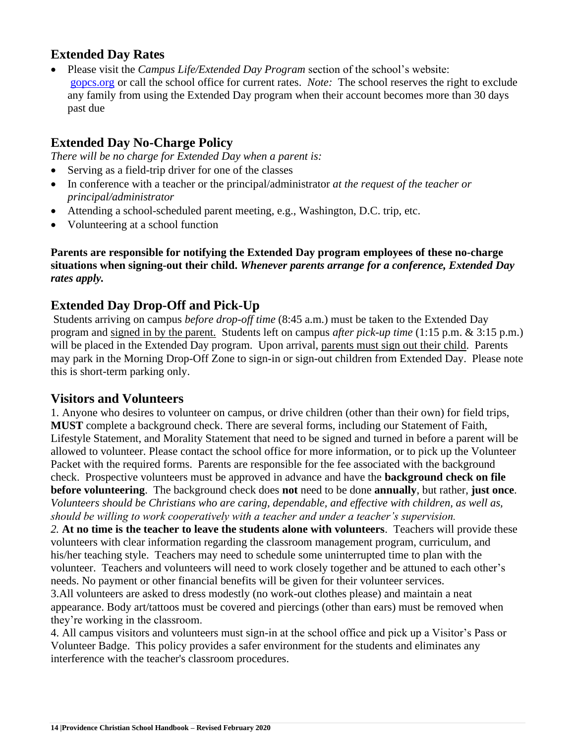## Extended Day Rates

- Please visit the *Campus Life/Extended Day Program* section of the school's website: [gopcs.org](gopcs.org) or call the school office for current rates. *Note:* The school reserves the right to exclude any family from using the Extended Day program when their account becomes more than 30 days past due

## Extended Day No-Charge Policy

*There will be no charge for Extended Day when a parent is:*

- Serving as a field-trip driver for one of the classes
- In conference with a teacher or the principal/administrator *at the request of the teacher or principal/administrator*
- Attending a school-scheduled parent meeting, e.g., Washington, D.C. trip, etc.
- Volunteering at a school function

**Parents are responsible for notifying the Extended Day program employees of these no-charge situations when signing-out their child.** ***Whenever parents arrange for a conference, Extended Day rates apply.***

## Extended Day Drop-Off and Pick-Up

Students arriving on campus *before drop-off time* (8:45 a.m.) must be taken to the Extended Day program and signed in by the parent. Students left on campus *after pick-up time* (1:15 p.m. & 3:15 p.m.) will be placed in the Extended Day program. Upon arrival, parents must sign out their child. Parents may park in the Morning Drop-Off Zone to sign-in or sign-out children from Extended Day. Please note this is short-term parking only.

## Visitors and Volunteers

1. Anyone who desires to volunteer on campus, or drive children (other than their own) for field trips, **MUST** complete a background check. There are several forms, including our Statement of Faith, Lifestyle Statement, and Morality Statement that need to be signed and turned in before a parent will be allowed to volunteer. Please contact the school office for more information, or to pick up the Volunteer Packet with the required forms. Parents are responsible for the fee associated with the background check. Prospective volunteers must be approved in advance and have the **background check on file before volunteering**. The background check does **not** need to be done **annually**, but rather, **just once**. *Volunteers should be Christians who are caring, dependable, and effective with children, as well as, should be willing to work cooperatively with a teacher and under a teacher's supervision.*

*2.* **At no time is the teacher to leave the students alone with volunteers**. Teachers will provide these volunteers with clear information regarding the classroom management program, curriculum, and his/her teaching style. Teachers may need to schedule some uninterrupted time to plan with the volunteer. Teachers and volunteers will need to work closely together and be attuned to each other's needs. No payment or other financial benefits will be given for their volunteer services.

3.All volunteers are asked to dress modestly (no work-out clothes please) and maintain a neat appearance. Body art/tattoos must be covered and piercings (other than ears) must be removed when they're working in the classroom.

4. All campus visitors and volunteers must sign-in at the school office and pick up a Visitor's Pass or Volunteer Badge. This policy provides a safer environment for the students and eliminates any interference with the teacher's classroom procedures.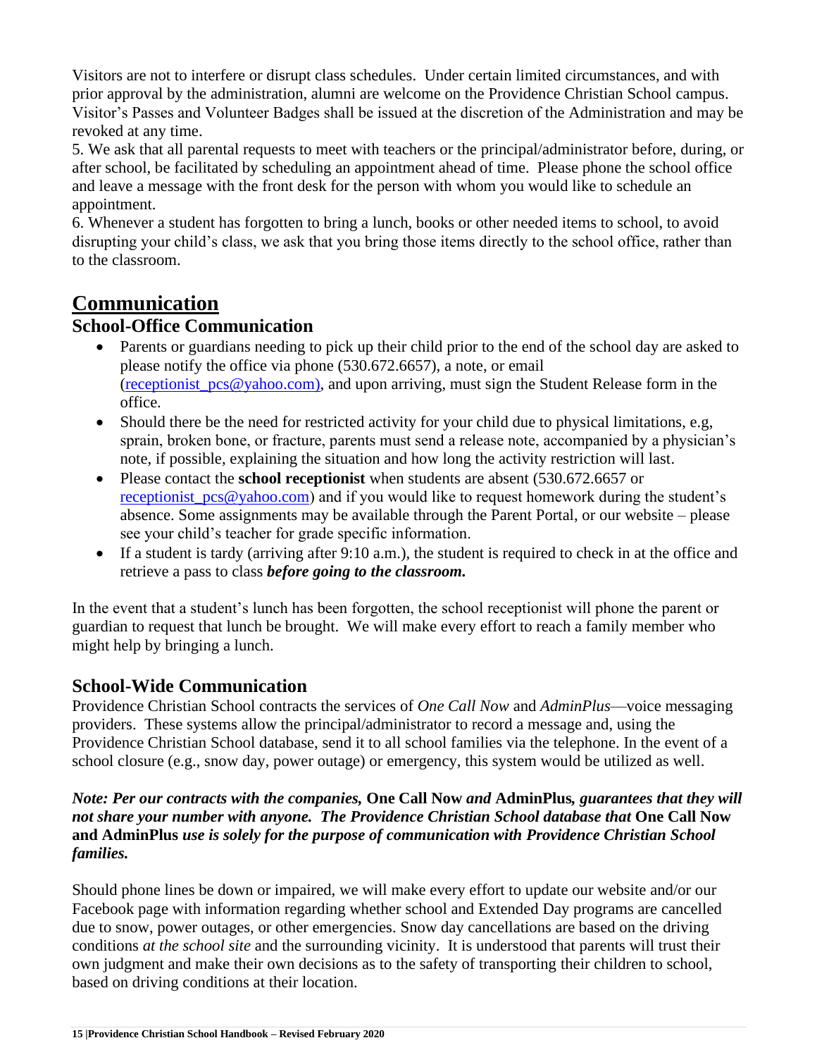Visitors are not to interfere or disrupt class schedules. Under certain limited circumstances, and with prior approval by the administration, alumni are welcome on the Providence Christian School campus. Visitor's Passes and Volunteer Badges shall be issued at the discretion of the Administration and may be revoked at any time.

5. We ask that all parental requests to meet with teachers or the principal/administrator before, during, or after school, be facilitated by scheduling an appointment ahead of time. Please phone the school office and leave a message with the front desk for the person with whom you would like to schedule an appointment.

6. Whenever a student has forgotten to bring a lunch, books or other needed items to school, to avoid disrupting your child's class, we ask that you bring those items directly to the school office, rather than to the classroom.

# Communication

## School-Office Communication

- Parents or guardians needing to pick up their child prior to the end of the school day are asked to please notify the office via phone (530.672.6657), a note, or email (receptionist_pcs@yahoo.com), and upon arriving, must sign the Student Release form in the office.
- Should there be the need for restricted activity for your child due to physical limitations, e.g, sprain, broken bone, or fracture, parents must send a release note, accompanied by a physician's note, if possible, explaining the situation and how long the activity restriction will last.
- Please contact the **school receptionist** when students are absent (530.672.6657 or receptionist_pcs@yahoo.com) and if you would like to request homework during the student's absence. Some assignments may be available through the Parent Portal, or our website – please see your child's teacher for grade specific information.
- If a student is tardy (arriving after 9:10 a.m.), the student is required to check in at the office and retrieve a pass to class ***before going to the classroom.***

In the event that a student's lunch has been forgotten, the school receptionist will phone the parent or guardian to request that lunch be brought. We will make every effort to reach a family member who might help by bringing a lunch.

## School-Wide Communication

Providence Christian School contracts the services of *One Call Now* and *AdminPlus*—voice messaging providers. These systems allow the principal/administrator to record a message and, using the Providence Christian School database, send it to all school families via the telephone. In the event of a school closure (e.g., snow day, power outage) or emergency, this system would be utilized as well.

***Note: Per our contracts with the companies,* One Call Now *and* AdminPlus*, guarantees that they will not share your number with anyone. The Providence Christian School database that* One Call Now and AdminPlus *use is solely for the purpose of communication with Providence Christian School families.***

Should phone lines be down or impaired, we will make every effort to update our website and/or our Facebook page with information regarding whether school and Extended Day programs are cancelled due to snow, power outages, or other emergencies. Snow day cancellations are based on the driving conditions *at the school site* and the surrounding vicinity. It is understood that parents will trust their own judgment and make their own decisions as to the safety of transporting their children to school, based on driving conditions at their location.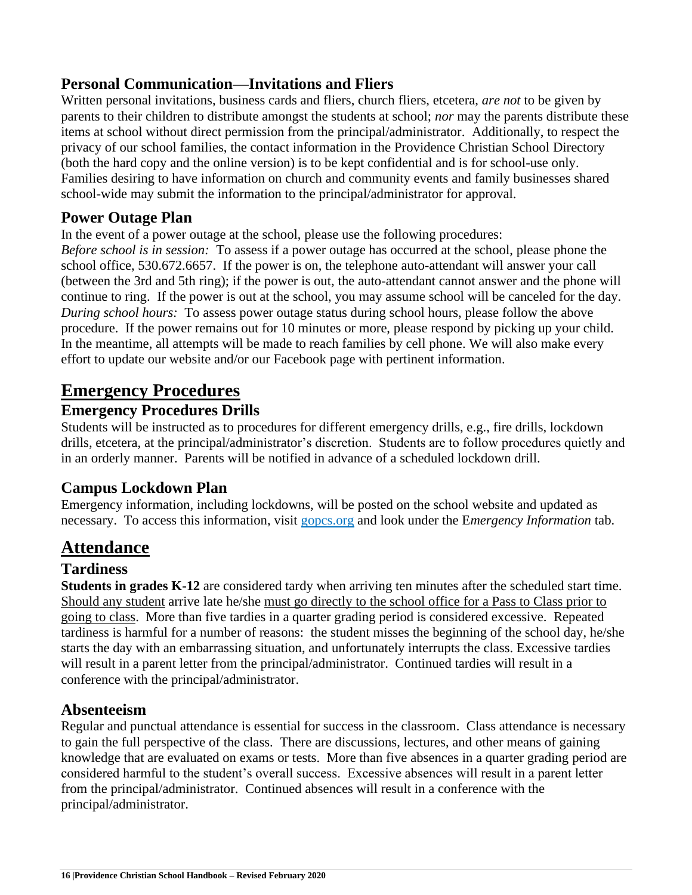### Personal Communication—Invitations and Fliers

Written personal invitations, business cards and fliers, church fliers, etcetera, *are not* to be given by parents to their children to distribute amongst the students at school; *nor* may the parents distribute these items at school without direct permission from the principal/administrator. Additionally, to respect the privacy of our school families, the contact information in the Providence Christian School Directory (both the hard copy and the online version) is to be kept confidential and is for school-use only. Families desiring to have information on church and community events and family businesses shared school-wide may submit the information to the principal/administrator for approval.

### Power Outage Plan

In the event of a power outage at the school, please use the following procedures:

*Before school is in session:* To assess if a power outage has occurred at the school, please phone the school office, 530.672.6657. If the power is on, the telephone auto-attendant will answer your call (between the 3rd and 5th ring); if the power is out, the auto-attendant cannot answer and the phone will continue to ring. If the power is out at the school, you may assume school will be canceled for the day.

*During school hours:* To assess power outage status during school hours, please follow the above procedure. If the power remains out for 10 minutes or more, please respond by picking up your child. In the meantime, all attempts will be made to reach families by cell phone. We will also make every effort to update our website and/or our Facebook page with pertinent information.

## Emergency Procedures

### Emergency Procedures Drills

Students will be instructed as to procedures for different emergency drills, e.g., fire drills, lockdown drills, etcetera, at the principal/administrator's discretion. Students are to follow procedures quietly and in an orderly manner. Parents will be notified in advance of a scheduled lockdown drill.

### Campus Lockdown Plan

Emergency information, including lockdowns, will be posted on the school website and updated as necessary. To access this information, visit [gopcs.org](gopcs.org) and look under the E*mergency Information* tab.

## Attendance

### Tardiness

**Students in grades K-12** are considered tardy when arriving ten minutes after the scheduled start time. Should any student arrive late he/she must go directly to the school office for a Pass to Class prior to going to class. More than five tardies in a quarter grading period is considered excessive. Repeated tardiness is harmful for a number of reasons: the student misses the beginning of the school day, he/she starts the day with an embarrassing situation, and unfortunately interrupts the class. Excessive tardies will result in a parent letter from the principal/administrator. Continued tardies will result in a conference with the principal/administrator.

### Absenteeism

Regular and punctual attendance is essential for success in the classroom. Class attendance is necessary to gain the full perspective of the class. There are discussions, lectures, and other means of gaining knowledge that are evaluated on exams or tests. More than five absences in a quarter grading period are considered harmful to the student's overall success. Excessive absences will result in a parent letter from the principal/administrator. Continued absences will result in a conference with the principal/administrator.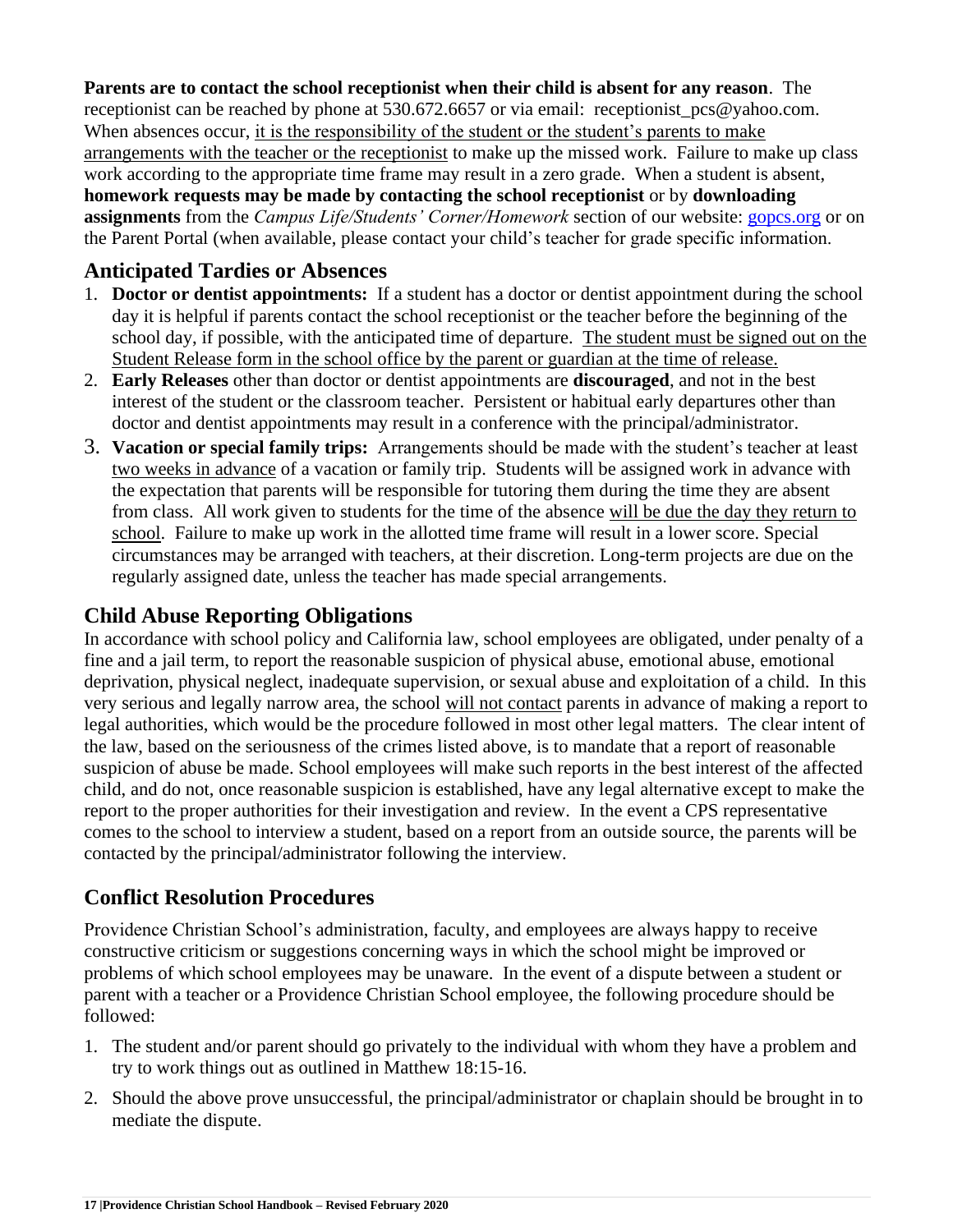**Parents are to contact the school receptionist when their child is absent for any reason**. The receptionist can be reached by phone at 530.672.6657 or via email: receptionist_pcs@yahoo.com. When absences occur, it is the responsibility of the student or the student's parents to make arrangements with the teacher or the receptionist to make up the missed work. Failure to make up class work according to the appropriate time frame may result in a zero grade. When a student is absent, **homework requests may be made by contacting the school receptionist** or by **downloading assignments** from the *Campus Life/Students' Corner/Homework* section of our website: [gopcs.org](gopcs.org) or on the Parent Portal (when available, please contact your child's teacher for grade specific information.

## Anticipated Tardies or Absences

1. **Doctor or dentist appointments:** If a student has a doctor or dentist appointment during the school day it is helpful if parents contact the school receptionist or the teacher before the beginning of the school day, if possible, with the anticipated time of departure. The student must be signed out on the Student Release form in the school office by the parent or guardian at the time of release.
2. **Early Releases** other than doctor or dentist appointments are **discouraged**, and not in the best interest of the student or the classroom teacher. Persistent or habitual early departures other than doctor and dentist appointments may result in a conference with the principal/administrator.
3. **Vacation or special family trips:** Arrangements should be made with the student's teacher at least two weeks in advance of a vacation or family trip. Students will be assigned work in advance with the expectation that parents will be responsible for tutoring them during the time they are absent from class. All work given to students for the time of the absence will be due the day they return to school. Failure to make up work in the allotted time frame will result in a lower score. Special circumstances may be arranged with teachers, at their discretion. Long-term projects are due on the regularly assigned date, unless the teacher has made special arrangements.

## Child Abuse Reporting Obligations

In accordance with school policy and California law, school employees are obligated, under penalty of a fine and a jail term, to report the reasonable suspicion of physical abuse, emotional abuse, emotional deprivation, physical neglect, inadequate supervision, or sexual abuse and exploitation of a child. In this very serious and legally narrow area, the school will not contact parents in advance of making a report to legal authorities, which would be the procedure followed in most other legal matters. The clear intent of the law, based on the seriousness of the crimes listed above, is to mandate that a report of reasonable suspicion of abuse be made. School employees will make such reports in the best interest of the affected child, and do not, once reasonable suspicion is established, have any legal alternative except to make the report to the proper authorities for their investigation and review. In the event a CPS representative comes to the school to interview a student, based on a report from an outside source, the parents will be contacted by the principal/administrator following the interview.

## Conflict Resolution Procedures

Providence Christian School's administration, faculty, and employees are always happy to receive constructive criticism or suggestions concerning ways in which the school might be improved or problems of which school employees may be unaware. In the event of a dispute between a student or parent with a teacher or a Providence Christian School employee, the following procedure should be followed:

1. The student and/or parent should go privately to the individual with whom they have a problem and try to work things out as outlined in Matthew 18:15-16.
2. Should the above prove unsuccessful, the principal/administrator or chaplain should be brought in to mediate the dispute.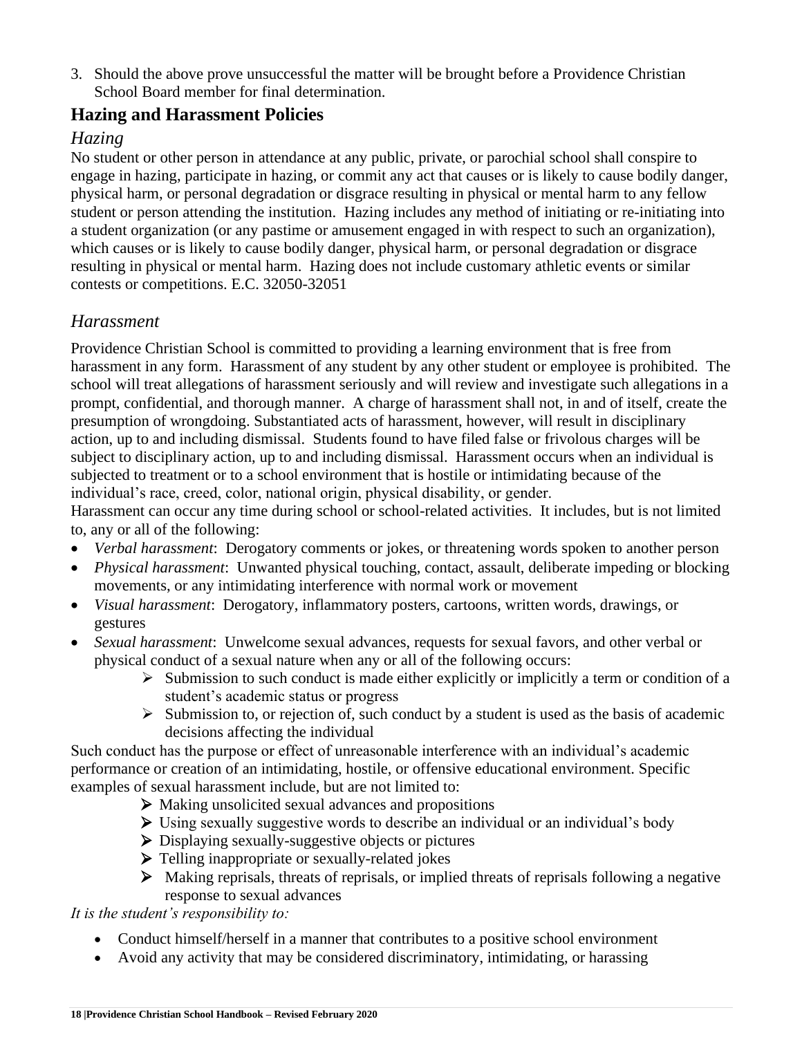3. Should the above prove unsuccessful the matter will be brought before a Providence Christian School Board member for final determination.

## Hazing and Harassment Policies

### *Hazing*

No student or other person in attendance at any public, private, or parochial school shall conspire to engage in hazing, participate in hazing, or commit any act that causes or is likely to cause bodily danger, physical harm, or personal degradation or disgrace resulting in physical or mental harm to any fellow student or person attending the institution. Hazing includes any method of initiating or re-initiating into a student organization (or any pastime or amusement engaged in with respect to such an organization), which causes or is likely to cause bodily danger, physical harm, or personal degradation or disgrace resulting in physical or mental harm. Hazing does not include customary athletic events or similar contests or competitions. E.C. 32050-32051

### *Harassment*

Providence Christian School is committed to providing a learning environment that is free from harassment in any form. Harassment of any student by any other student or employee is prohibited. The school will treat allegations of harassment seriously and will review and investigate such allegations in a prompt, confidential, and thorough manner. A charge of harassment shall not, in and of itself, create the presumption of wrongdoing. Substantiated acts of harassment, however, will result in disciplinary action, up to and including dismissal. Students found to have filed false or frivolous charges will be subject to disciplinary action, up to and including dismissal. Harassment occurs when an individual is subjected to treatment or to a school environment that is hostile or intimidating because of the individual's race, creed, color, national origin, physical disability, or gender.

Harassment can occur any time during school or school-related activities. It includes, but is not limited to, any or all of the following:

- *Verbal harassment*: Derogatory comments or jokes, or threatening words spoken to another person
- *Physical harassment*: Unwanted physical touching, contact, assault, deliberate impeding or blocking movements, or any intimidating interference with normal work or movement
- *Visual harassment*: Derogatory, inflammatory posters, cartoons, written words, drawings, or gestures
- *Sexual harassment*: Unwelcome sexual advances, requests for sexual favors, and other verbal or physical conduct of a sexual nature when any or all of the following occurs:
  - Submission to such conduct is made either explicitly or implicitly a term or condition of a student's academic status or progress
  - Submission to, or rejection of, such conduct by a student is used as the basis of academic decisions affecting the individual

Such conduct has the purpose or effect of unreasonable interference with an individual's academic performance or creation of an intimidating, hostile, or offensive educational environment. Specific examples of sexual harassment include, but are not limited to:

- Making unsolicited sexual advances and propositions
- Using sexually suggestive words to describe an individual or an individual's body
- Displaying sexually-suggestive objects or pictures
- Telling inappropriate or sexually-related jokes
- Making reprisals, threats of reprisals, or implied threats of reprisals following a negative response to sexual advances

*It is the student's responsibility to:*

- Conduct himself/herself in a manner that contributes to a positive school environment
- Avoid any activity that may be considered discriminatory, intimidating, or harassing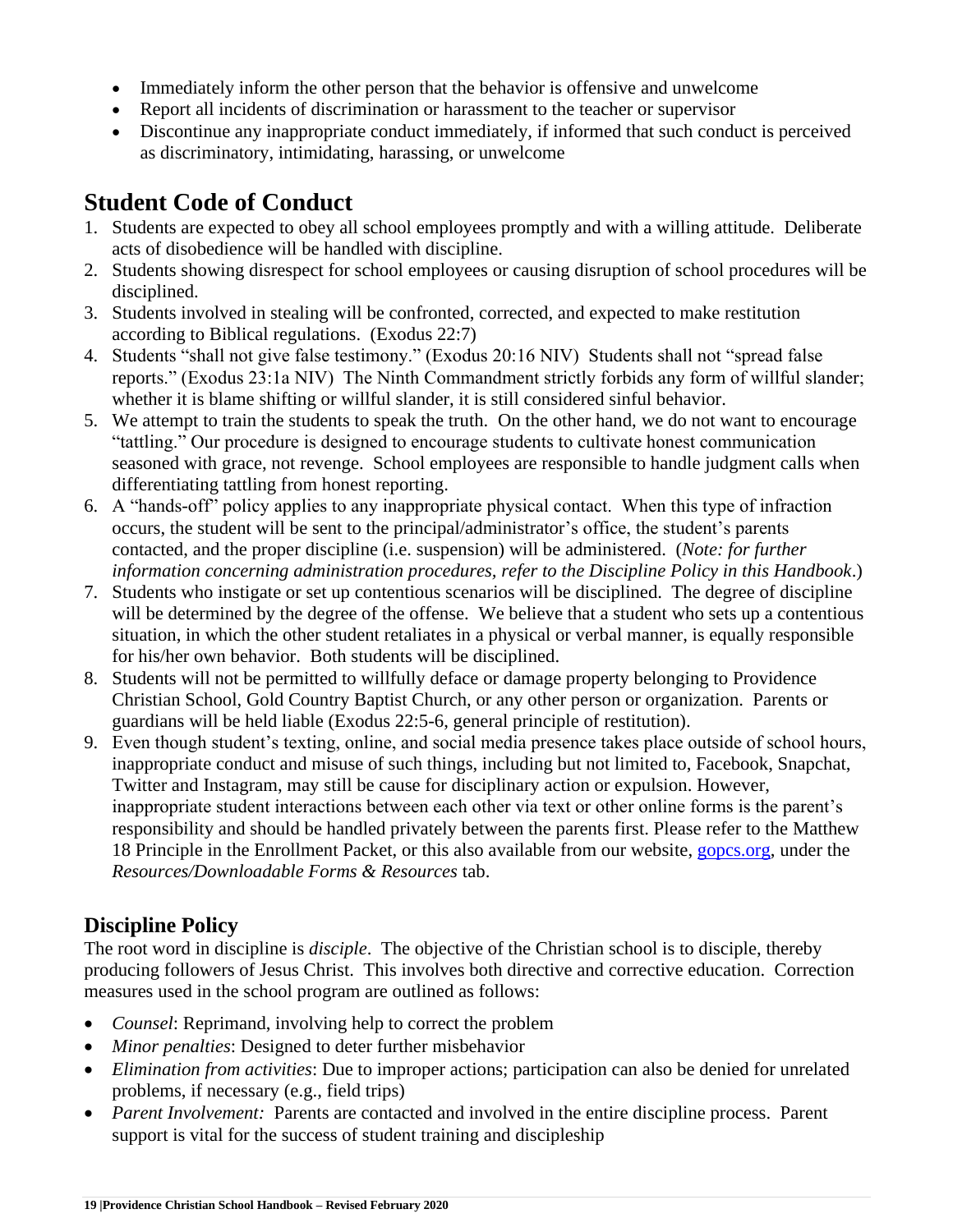- Immediately inform the other person that the behavior is offensive and unwelcome
- Report all incidents of discrimination or harassment to the teacher or supervisor
- Discontinue any inappropriate conduct immediately, if informed that such conduct is perceived as discriminatory, intimidating, harassing, or unwelcome

## Student Code of Conduct

1. Students are expected to obey all school employees promptly and with a willing attitude. Deliberate acts of disobedience will be handled with discipline.
2. Students showing disrespect for school employees or causing disruption of school procedures will be disciplined.
3. Students involved in stealing will be confronted, corrected, and expected to make restitution according to Biblical regulations. (Exodus 22:7)
4. Students "shall not give false testimony." (Exodus 20:16 NIV) Students shall not "spread false reports." (Exodus 23:1a NIV) The Ninth Commandment strictly forbids any form of willful slander; whether it is blame shifting or willful slander, it is still considered sinful behavior.
5. We attempt to train the students to speak the truth. On the other hand, we do not want to encourage "tattling." Our procedure is designed to encourage students to cultivate honest communication seasoned with grace, not revenge. School employees are responsible to handle judgment calls when differentiating tattling from honest reporting.
6. A "hands-off" policy applies to any inappropriate physical contact. When this type of infraction occurs, the student will be sent to the principal/administrator's office, the student's parents contacted, and the proper discipline (i.e. suspension) will be administered. (*Note: for further information concerning administration procedures, refer to the Discipline Policy in this Handbook*.)
7. Students who instigate or set up contentious scenarios will be disciplined. The degree of discipline will be determined by the degree of the offense. We believe that a student who sets up a contentious situation, in which the other student retaliates in a physical or verbal manner, is equally responsible for his/her own behavior. Both students will be disciplined.
8. Students will not be permitted to willfully deface or damage property belonging to Providence Christian School, Gold Country Baptist Church, or any other person or organization. Parents or guardians will be held liable (Exodus 22:5-6, general principle of restitution).
9. Even though student's texting, online, and social media presence takes place outside of school hours, inappropriate conduct and misuse of such things, including but not limited to, Facebook, Snapchat, Twitter and Instagram, may still be cause for disciplinary action or expulsion. However, inappropriate student interactions between each other via text or other online forms is the parent's responsibility and should be handled privately between the parents first. Please refer to the Matthew 18 Principle in the Enrollment Packet, or this also available from our website, [gopcs.org](gopcs.org), under the *Resources/Downloadable Forms & Resources* tab.

### Discipline Policy

The root word in discipline is *disciple*. The objective of the Christian school is to disciple, thereby producing followers of Jesus Christ. This involves both directive and corrective education. Correction measures used in the school program are outlined as follows:

- *Counsel*: Reprimand, involving help to correct the problem
- *Minor penalties*: Designed to deter further misbehavior
- *Elimination from activities*: Due to improper actions; participation can also be denied for unrelated problems, if necessary (e.g., field trips)
- *Parent Involvement:* Parents are contacted and involved in the entire discipline process. Parent support is vital for the success of student training and discipleship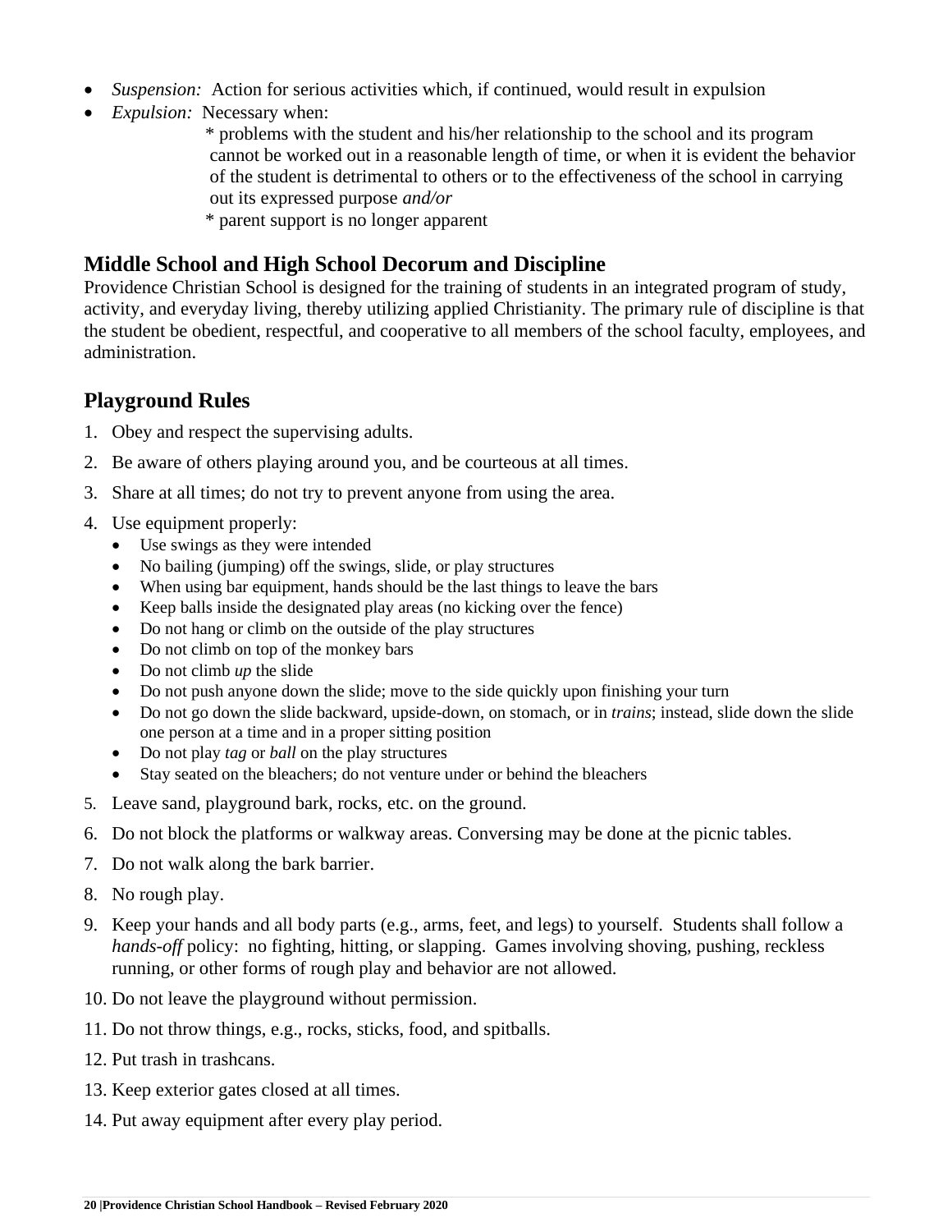- *Suspension:* Action for serious activities which, if continued, would result in expulsion
- *Expulsion:* Necessary when:
  - * problems with the student and his/her relationship to the school and its program cannot be worked out in a reasonable length of time, or when it is evident the behavior of the student is detrimental to others or to the effectiveness of the school in carrying out its expressed purpose *and/or*
  - * parent support is no longer apparent

## Middle School and High School Decorum and Discipline

Providence Christian School is designed for the training of students in an integrated program of study, activity, and everyday living, thereby utilizing applied Christianity. The primary rule of discipline is that the student be obedient, respectful, and cooperative to all members of the school faculty, employees, and administration.

## Playground Rules

1. Obey and respect the supervising adults.
2. Be aware of others playing around you, and be courteous at all times.
3. Share at all times; do not try to prevent anyone from using the area.
4. Use equipment properly:
   - Use swings as they were intended
   - No bailing (jumping) off the swings, slide, or play structures
   - When using bar equipment, hands should be the last things to leave the bars
   - Keep balls inside the designated play areas (no kicking over the fence)
   - Do not hang or climb on the outside of the play structures
   - Do not climb on top of the monkey bars
   - Do not climb *up* the slide
   - Do not push anyone down the slide; move to the side quickly upon finishing your turn
   - Do not go down the slide backward, upside-down, on stomach, or in *trains*; instead, slide down the slide one person at a time and in a proper sitting position
   - Do not play *tag* or *ball* on the play structures
   - Stay seated on the bleachers; do not venture under or behind the bleachers
5. Leave sand, playground bark, rocks, etc. on the ground.
6. Do not block the platforms or walkway areas. Conversing may be done at the picnic tables.
7. Do not walk along the bark barrier.
8. No rough play.
9. Keep your hands and all body parts (e.g., arms, feet, and legs) to yourself. Students shall follow a *hands-off* policy: no fighting, hitting, or slapping. Games involving shoving, pushing, reckless running, or other forms of rough play and behavior are not allowed.
10. Do not leave the playground without permission.
11. Do not throw things, e.g., rocks, sticks, food, and spitballs.
12. Put trash in trashcans.
13. Keep exterior gates closed at all times.
14. Put away equipment after every play period.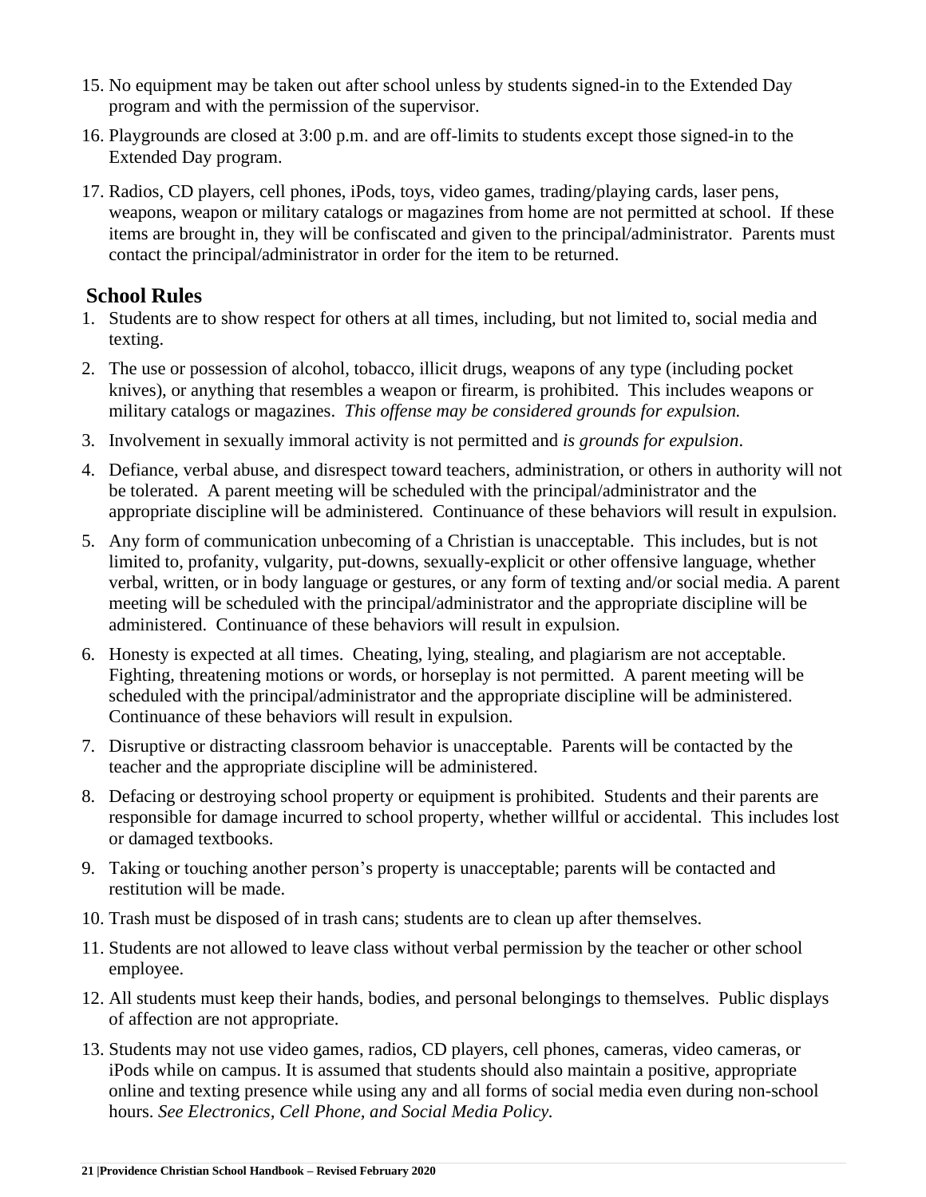15. No equipment may be taken out after school unless by students signed-in to the Extended Day program and with the permission of the supervisor.
16. Playgrounds are closed at 3:00 p.m. and are off-limits to students except those signed-in to the Extended Day program.
17. Radios, CD players, cell phones, iPods, toys, video games, trading/playing cards, laser pens, weapons, weapon or military catalogs or magazines from home are not permitted at school. If these items are brought in, they will be confiscated and given to the principal/administrator. Parents must contact the principal/administrator in order for the item to be returned.

## School Rules

1. Students are to show respect for others at all times, including, but not limited to, social media and texting.
2. The use or possession of alcohol, tobacco, illicit drugs, weapons of any type (including pocket knives), or anything that resembles a weapon or firearm, is prohibited. This includes weapons or military catalogs or magazines. *This offense may be considered grounds for expulsion.*
3. Involvement in sexually immoral activity is not permitted and *is grounds for expulsion*.
4. Defiance, verbal abuse, and disrespect toward teachers, administration, or others in authority will not be tolerated. A parent meeting will be scheduled with the principal/administrator and the appropriate discipline will be administered. Continuance of these behaviors will result in expulsion.
5. Any form of communication unbecoming of a Christian is unacceptable. This includes, but is not limited to, profanity, vulgarity, put-downs, sexually-explicit or other offensive language, whether verbal, written, or in body language or gestures, or any form of texting and/or social media. A parent meeting will be scheduled with the principal/administrator and the appropriate discipline will be administered. Continuance of these behaviors will result in expulsion.
6. Honesty is expected at all times. Cheating, lying, stealing, and plagiarism are not acceptable. Fighting, threatening motions or words, or horseplay is not permitted. A parent meeting will be scheduled with the principal/administrator and the appropriate discipline will be administered. Continuance of these behaviors will result in expulsion.
7. Disruptive or distracting classroom behavior is unacceptable. Parents will be contacted by the teacher and the appropriate discipline will be administered.
8. Defacing or destroying school property or equipment is prohibited. Students and their parents are responsible for damage incurred to school property, whether willful or accidental. This includes lost or damaged textbooks.
9. Taking or touching another person's property is unacceptable; parents will be contacted and restitution will be made.
10. Trash must be disposed of in trash cans; students are to clean up after themselves.
11. Students are not allowed to leave class without verbal permission by the teacher or other school employee.
12. All students must keep their hands, bodies, and personal belongings to themselves. Public displays of affection are not appropriate.
13. Students may not use video games, radios, CD players, cell phones, cameras, video cameras, or iPods while on campus. It is assumed that students should also maintain a positive, appropriate online and texting presence while using any and all forms of social media even during non-school hours. *See Electronics, Cell Phone, and Social Media Policy.*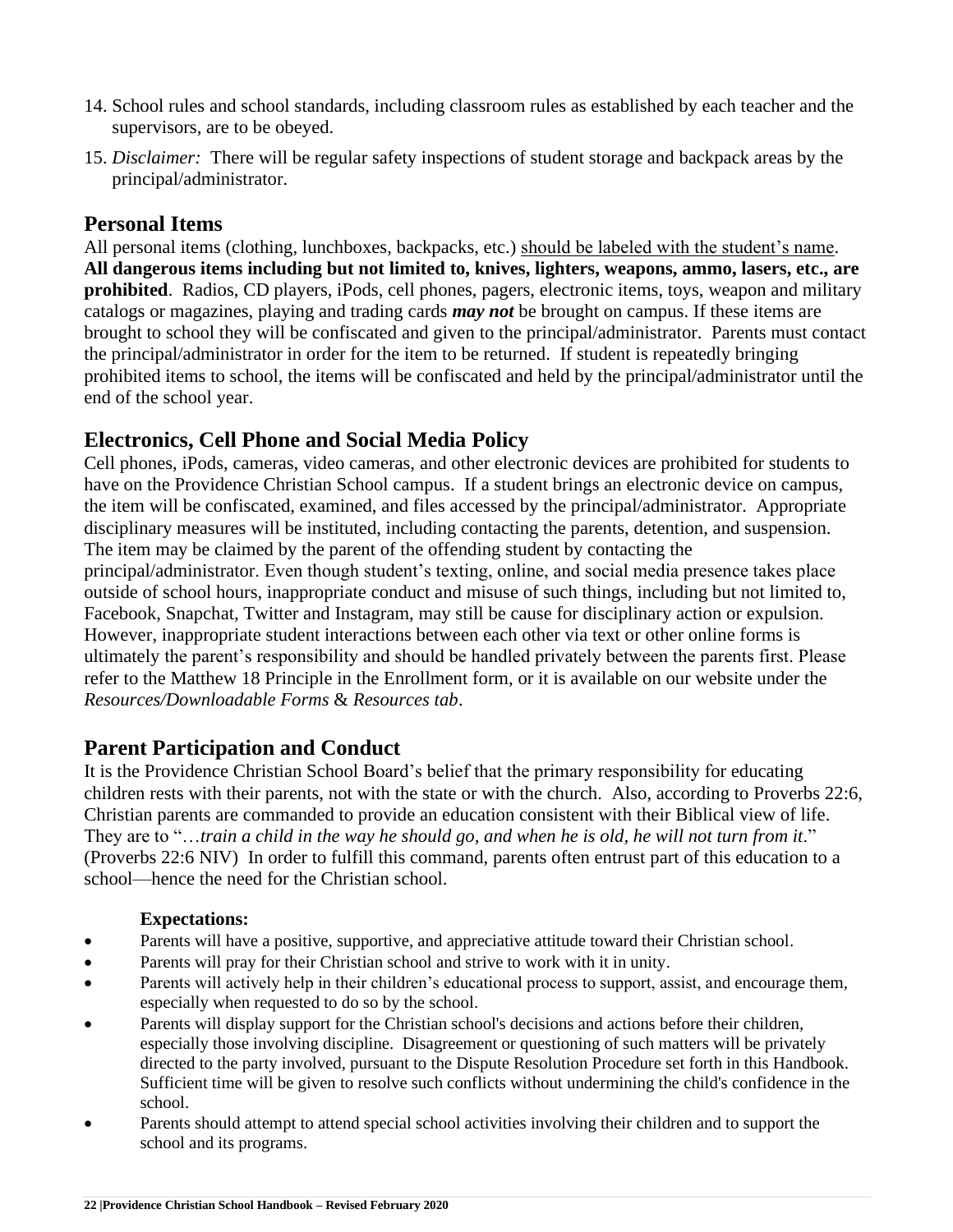14. School rules and school standards, including classroom rules as established by each teacher and the supervisors, are to be obeyed.
15. *Disclaimer:* There will be regular safety inspections of student storage and backpack areas by the principal/administrator.

## Personal Items

All personal items (clothing, lunchboxes, backpacks, etc.) should be labeled with the student's name. **All dangerous items including but not limited to, knives, lighters, weapons, ammo, lasers, etc., are prohibited**. Radios, CD players, iPods, cell phones, pagers, electronic items, toys, weapon and military catalogs or magazines, playing and trading cards ***may not*** be brought on campus. If these items are brought to school they will be confiscated and given to the principal/administrator. Parents must contact the principal/administrator in order for the item to be returned. If student is repeatedly bringing prohibited items to school, the items will be confiscated and held by the principal/administrator until the end of the school year.

## Electronics, Cell Phone and Social Media Policy

Cell phones, iPods, cameras, video cameras, and other electronic devices are prohibited for students to have on the Providence Christian School campus. If a student brings an electronic device on campus, the item will be confiscated, examined, and files accessed by the principal/administrator. Appropriate disciplinary measures will be instituted, including contacting the parents, detention, and suspension. The item may be claimed by the parent of the offending student by contacting the principal/administrator. Even though student's texting, online, and social media presence takes place outside of school hours, inappropriate conduct and misuse of such things, including but not limited to, Facebook, Snapchat, Twitter and Instagram, may still be cause for disciplinary action or expulsion. However, inappropriate student interactions between each other via text or other online forms is ultimately the parent's responsibility and should be handled privately between the parents first. Please refer to the Matthew 18 Principle in the Enrollment form, or it is available on our website under the *Resources/Downloadable Forms* & *Resources tab*.

## Parent Participation and Conduct

It is the Providence Christian School Board's belief that the primary responsibility for educating children rests with their parents, not with the state or with the church. Also, according to Proverbs 22:6, Christian parents are commanded to provide an education consistent with their Biblical view of life. They are to "…*train a child in the way he should go, and when he is old, he will not turn from it*." (Proverbs 22:6 NIV) In order to fulfill this command, parents often entrust part of this education to a school—hence the need for the Christian school.

**Expectations:**

- Parents will have a positive, supportive, and appreciative attitude toward their Christian school.
- Parents will pray for their Christian school and strive to work with it in unity.
- Parents will actively help in their children's educational process to support, assist, and encourage them, especially when requested to do so by the school.
- Parents will display support for the Christian school's decisions and actions before their children, especially those involving discipline. Disagreement or questioning of such matters will be privately directed to the party involved, pursuant to the Dispute Resolution Procedure set forth in this Handbook. Sufficient time will be given to resolve such conflicts without undermining the child's confidence in the school.
- Parents should attempt to attend special school activities involving their children and to support the school and its programs.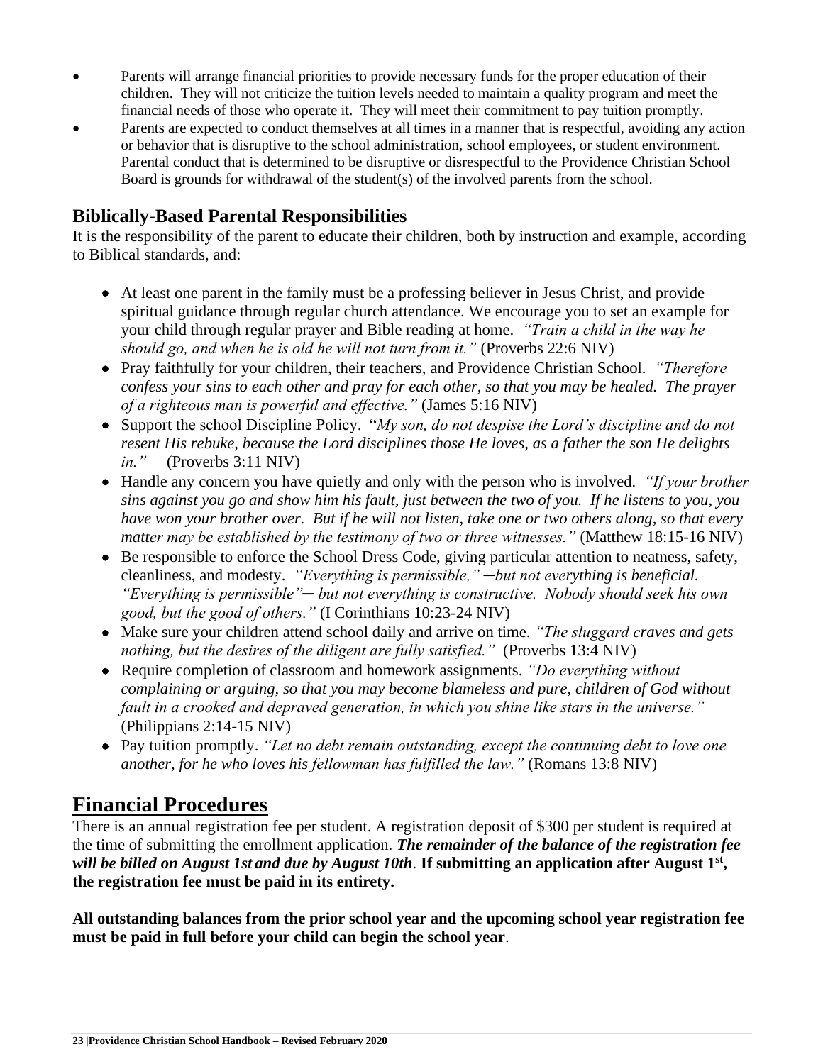- Parents will arrange financial priorities to provide necessary funds for the proper education of their children. They will not criticize the tuition levels needed to maintain a quality program and meet the financial needs of those who operate it. They will meet their commitment to pay tuition promptly.
- Parents are expected to conduct themselves at all times in a manner that is respectful, avoiding any action or behavior that is disruptive to the school administration, school employees, or student environment. Parental conduct that is determined to be disruptive or disrespectful to the Providence Christian School Board is grounds for withdrawal of the student(s) of the involved parents from the school.

### Biblically-Based Parental Responsibilities

It is the responsibility of the parent to educate their children, both by instruction and example, according to Biblical standards, and:

- At least one parent in the family must be a professing believer in Jesus Christ, and provide spiritual guidance through regular church attendance. We encourage you to set an example for your child through regular prayer and Bible reading at home. *"Train a child in the way he should go, and when he is old he will not turn from it."* (Proverbs 22:6 NIV)
- Pray faithfully for your children, their teachers, and Providence Christian School. *"Therefore confess your sins to each other and pray for each other, so that you may be healed. The prayer of a righteous man is powerful and effective."* (James 5:16 NIV)
- Support the school Discipline Policy. "*My son, do not despise the Lord's discipline and do not resent His rebuke, because the Lord disciplines those He loves, as a father the son He delights in."* (Proverbs 3:11 NIV)
- Handle any concern you have quietly and only with the person who is involved. *"If your brother sins against you go and show him his fault, just between the two of you. If he listens to you, you have won your brother over. But if he will not listen, take one or two others along, so that every matter may be established by the testimony of two or three witnesses."* (Matthew 18:15-16 NIV)
- Be responsible to enforce the School Dress Code, giving particular attention to neatness, safety, cleanliness, and modesty. *"Everything is permissible,"—but not everything is beneficial. "Everything is permissible"— but not everything is constructive. Nobody should seek his own good, but the good of others."* (I Corinthians 10:23-24 NIV)
- Make sure your children attend school daily and arrive on time. *"The sluggard craves and gets nothing, but the desires of the diligent are fully satisfied."* (Proverbs 13:4 NIV)
- Require completion of classroom and homework assignments. *"Do everything without complaining or arguing, so that you may become blameless and pure, children of God without fault in a crooked and depraved generation, in which you shine like stars in the universe."* (Philippians 2:14-15 NIV)
- Pay tuition promptly. *"Let no debt remain outstanding, except the continuing debt to love one another, for he who loves his fellowman has fulfilled the law."* (Romans 13:8 NIV)

## Financial Procedures

There is an annual registration fee per student. A registration deposit of $300 per student is required at the time of submitting the enrollment application. ***The remainder of the balance of the registration fee will be billed on August 1st and due by August 10th*.** **If submitting an application after August 1st, the registration fee must be paid in its entirety.**

**All outstanding balances from the prior school year and the upcoming school year registration fee must be paid in full before your child can begin the school year**.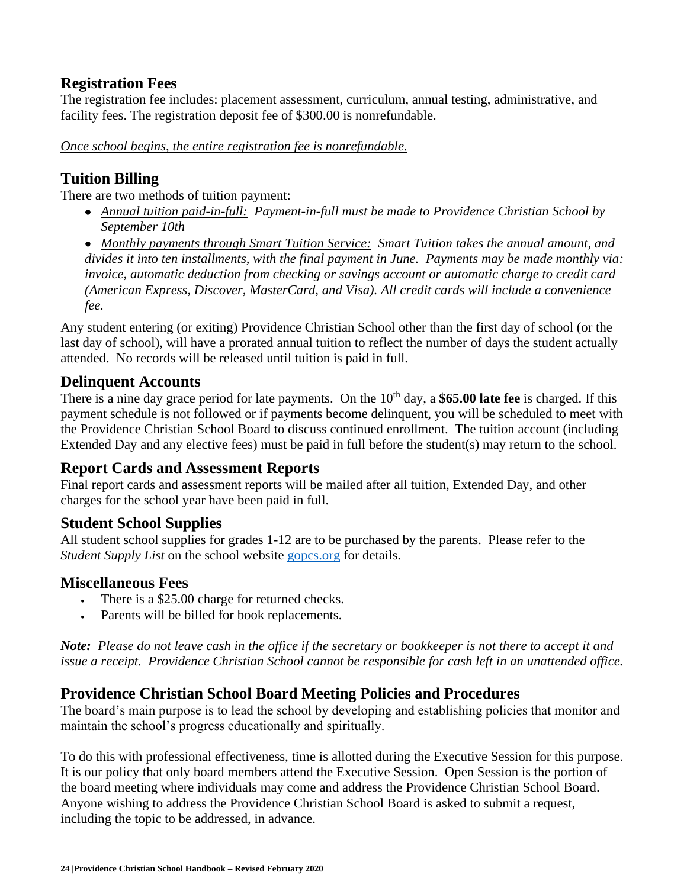## Registration Fees

The registration fee includes: placement assessment, curriculum, annual testing, administrative, and facility fees. The registration deposit fee of $300.00 is nonrefundable.

*Once school begins, the entire registration fee is nonrefundable.*

## Tuition Billing

There are two methods of tuition payment:

- *Annual tuition paid-in-full: Payment-in-full must be made to Providence Christian School by September 10th*
- *Monthly payments through Smart Tuition Service: Smart Tuition takes the annual amount, and divides it into ten installments, with the final payment in June. Payments may be made monthly via: invoice, automatic deduction from checking or savings account or automatic charge to credit card (American Express, Discover, MasterCard, and Visa). All credit cards will include a convenience fee.*

Any student entering (or exiting) Providence Christian School other than the first day of school (or the last day of school), will have a prorated annual tuition to reflect the number of days the student actually attended. No records will be released until tuition is paid in full.

## Delinquent Accounts

There is a nine day grace period for late payments. On the 10th day, a **$65.00 late fee** is charged. If this payment schedule is not followed or if payments become delinquent, you will be scheduled to meet with the Providence Christian School Board to discuss continued enrollment. The tuition account (including Extended Day and any elective fees) must be paid in full before the student(s) may return to the school.

## Report Cards and Assessment Reports

Final report cards and assessment reports will be mailed after all tuition, Extended Day, and other charges for the school year have been paid in full.

## Student School Supplies

All student school supplies for grades 1-12 are to be purchased by the parents. Please refer to the *Student Supply List* on the school website gopcs.org for details.

## Miscellaneous Fees

- There is a $25.00 charge for returned checks.
- Parents will be billed for book replacements.

***Note:*** *Please do not leave cash in the office if the secretary or bookkeeper is not there to accept it and issue a receipt. Providence Christian School cannot be responsible for cash left in an unattended office.*

## Providence Christian School Board Meeting Policies and Procedures

The board's main purpose is to lead the school by developing and establishing policies that monitor and maintain the school's progress educationally and spiritually.

To do this with professional effectiveness, time is allotted during the Executive Session for this purpose. It is our policy that only board members attend the Executive Session. Open Session is the portion of the board meeting where individuals may come and address the Providence Christian School Board. Anyone wishing to address the Providence Christian School Board is asked to submit a request, including the topic to be addressed, in advance.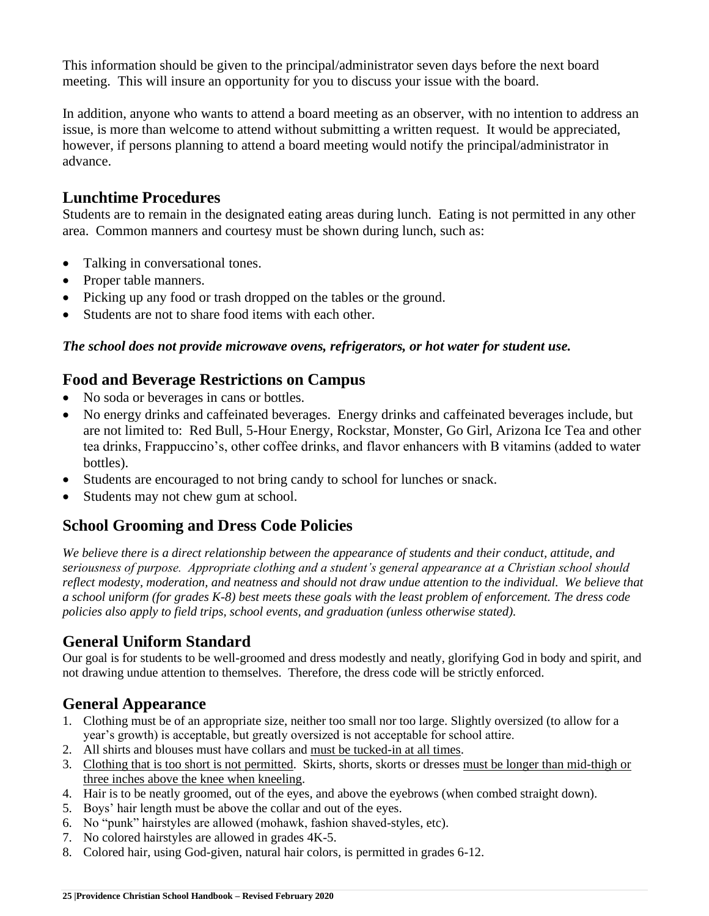This information should be given to the principal/administrator seven days before the next board meeting. This will insure an opportunity for you to discuss your issue with the board.

In addition, anyone who wants to attend a board meeting as an observer, with no intention to address an issue, is more than welcome to attend without submitting a written request. It would be appreciated, however, if persons planning to attend a board meeting would notify the principal/administrator in advance.

## Lunchtime Procedures

Students are to remain in the designated eating areas during lunch. Eating is not permitted in any other area. Common manners and courtesy must be shown during lunch, such as:

- Talking in conversational tones.
- Proper table manners.
- Picking up any food or trash dropped on the tables or the ground.
- Students are not to share food items with each other.

***The school does not provide microwave ovens, refrigerators, or hot water for student use.***

## Food and Beverage Restrictions on Campus

- No soda or beverages in cans or bottles.
- No energy drinks and caffeinated beverages. Energy drinks and caffeinated beverages include, but are not limited to: Red Bull, 5-Hour Energy, Rockstar, Monster, Go Girl, Arizona Ice Tea and other tea drinks, Frappuccino's, other coffee drinks, and flavor enhancers with B vitamins (added to water bottles).
- Students are encouraged to not bring candy to school for lunches or snack.
- Students may not chew gum at school.

## School Grooming and Dress Code Policies

*We believe there is a direct relationship between the appearance of students and their conduct, attitude, and seriousness of purpose. Appropriate clothing and a student's general appearance at a Christian school should reflect modesty, moderation, and neatness and should not draw undue attention to the individual. We believe that a school uniform (for grades K-8) best meets these goals with the least problem of enforcement. The dress code policies also apply to field trips, school events, and graduation (unless otherwise stated).*

## General Uniform Standard

Our goal is for students to be well-groomed and dress modestly and neatly, glorifying God in body and spirit, and not drawing undue attention to themselves. Therefore, the dress code will be strictly enforced.

## General Appearance

1. Clothing must be of an appropriate size, neither too small nor too large. Slightly oversized (to allow for a year's growth) is acceptable, but greatly oversized is not acceptable for school attire.
2. All shirts and blouses must have collars and <u>must be tucked-in at all times</u>.
3. <u>Clothing that is too short is not permitted</u>. Skirts, shorts, skorts or dresses <u>must be longer than mid-thigh or three inches above the knee when kneeling</u>.
4. Hair is to be neatly groomed, out of the eyes, and above the eyebrows (when combed straight down).
5. Boys' hair length must be above the collar and out of the eyes.
6. No "punk" hairstyles are allowed (mohawk, fashion shaved-styles, etc).
7. No colored hairstyles are allowed in grades 4K-5.
8. Colored hair, using God-given, natural hair colors, is permitted in grades 6-12.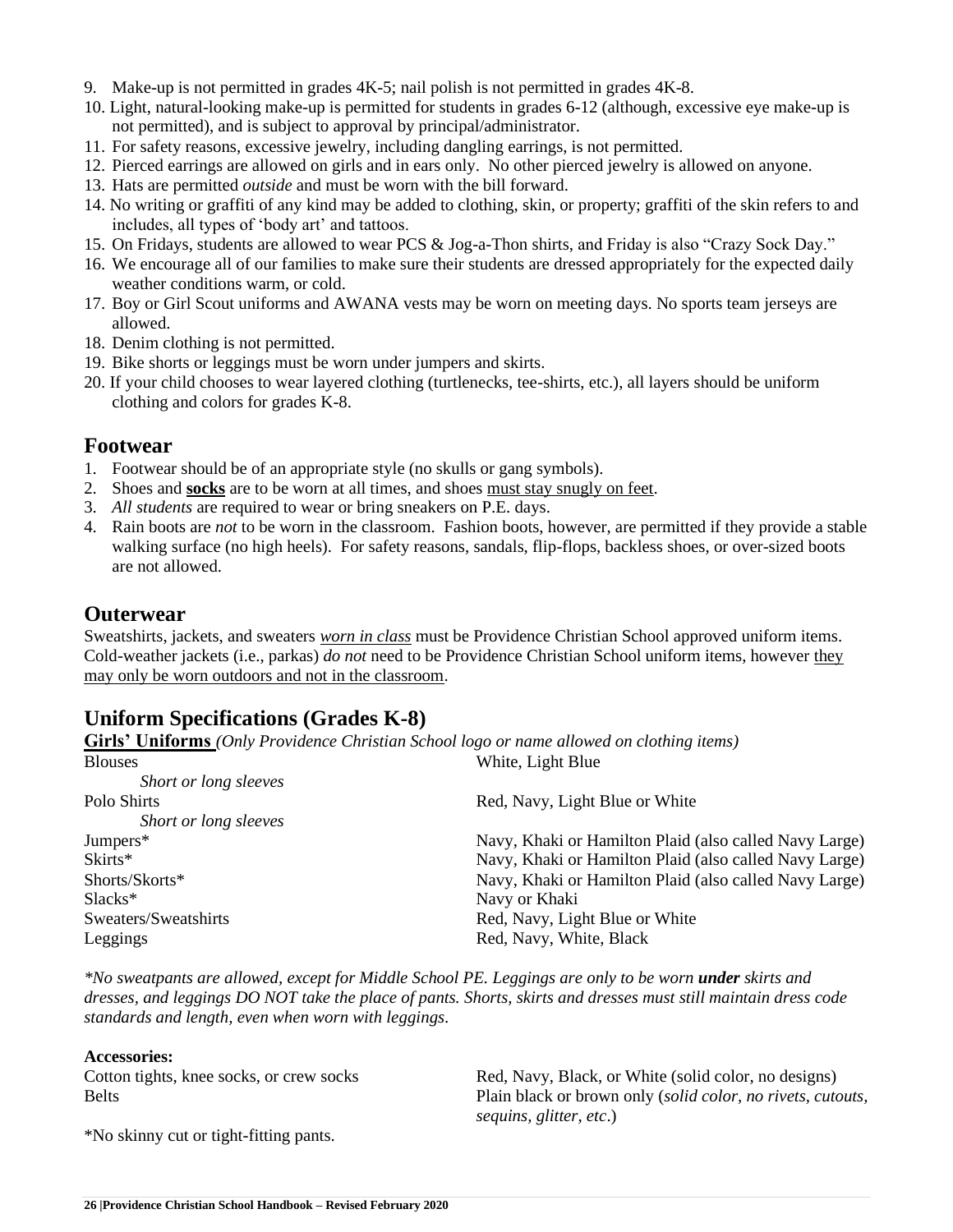9. Make-up is not permitted in grades 4K-5; nail polish is not permitted in grades 4K-8.
10. Light, natural-looking make-up is permitted for students in grades 6-12 (although, excessive eye make-up is not permitted), and is subject to approval by principal/administrator.
11. For safety reasons, excessive jewelry, including dangling earrings, is not permitted.
12. Pierced earrings are allowed on girls and in ears only. No other pierced jewelry is allowed on anyone.
13. Hats are permitted *outside* and must be worn with the bill forward.
14. No writing or graffiti of any kind may be added to clothing, skin, or property; graffiti of the skin refers to and includes, all types of 'body art' and tattoos.
15. On Fridays, students are allowed to wear PCS & Jog-a-Thon shirts, and Friday is also "Crazy Sock Day."
16. We encourage all of our families to make sure their students are dressed appropriately for the expected daily weather conditions warm, or cold.
17. Boy or Girl Scout uniforms and AWANA vests may be worn on meeting days. No sports team jerseys are allowed.
18. Denim clothing is not permitted.
19. Bike shorts or leggings must be worn under jumpers and skirts.
20. If your child chooses to wear layered clothing (turtlenecks, tee-shirts, etc.), all layers should be uniform clothing and colors for grades K-8.

## Footwear

1. Footwear should be of an appropriate style (no skulls or gang symbols).
2. Shoes and **socks** are to be worn at all times, and shoes must stay snugly on feet.
3. *All students* are required to wear or bring sneakers on P.E. days.
4. Rain boots are *not* to be worn in the classroom. Fashion boots, however, are permitted if they provide a stable walking surface (no high heels). For safety reasons, sandals, flip-flops, backless shoes, or over-sized boots are not allowed.

## Outerwear

Sweatshirts, jackets, and sweaters ***worn in class*** must be Providence Christian School approved uniform items. Cold-weather jackets (i.e., parkas) *do not* need to be Providence Christian School uniform items, however they may only be worn outdoors and not in the classroom.

## Uniform Specifications (Grades K-8)

**Girls' Uniforms** *(Only Providence Christian School logo or name allowed on clothing items)*

| | |
|---|---|
| Blouses<br>*Short or long sleeves* | White, Light Blue |
| Polo Shirts<br>*Short or long sleeves* | Red, Navy, Light Blue or White |
| Jumpers* | Navy, Khaki or Hamilton Plaid (also called Navy Large) |
| Skirts* | Navy, Khaki or Hamilton Plaid (also called Navy Large) |
| Shorts/Skorts* | Navy, Khaki or Hamilton Plaid (also called Navy Large) |
| Slacks* | Navy or Khaki |
| Sweaters/Sweatshirts | Red, Navy, Light Blue or White |
| Leggings | Red, Navy, White, Black |

*\*No sweatpants are allowed, except for Middle School PE. Leggings are only to be worn **under** skirts and dresses, and leggings DO NOT take the place of pants. Shorts, skirts and dresses must still maintain dress code standards and length, even when worn with leggings.*

**Accessories:**

| | |
|---|---|
| Cotton tights, knee socks, or crew socks | Red, Navy, Black, or White (solid color, no designs) |
| Belts | Plain black or brown only (*solid color, no rivets, cutouts, sequins, glitter, etc*.) |

*No skinny cut or tight-fitting pants.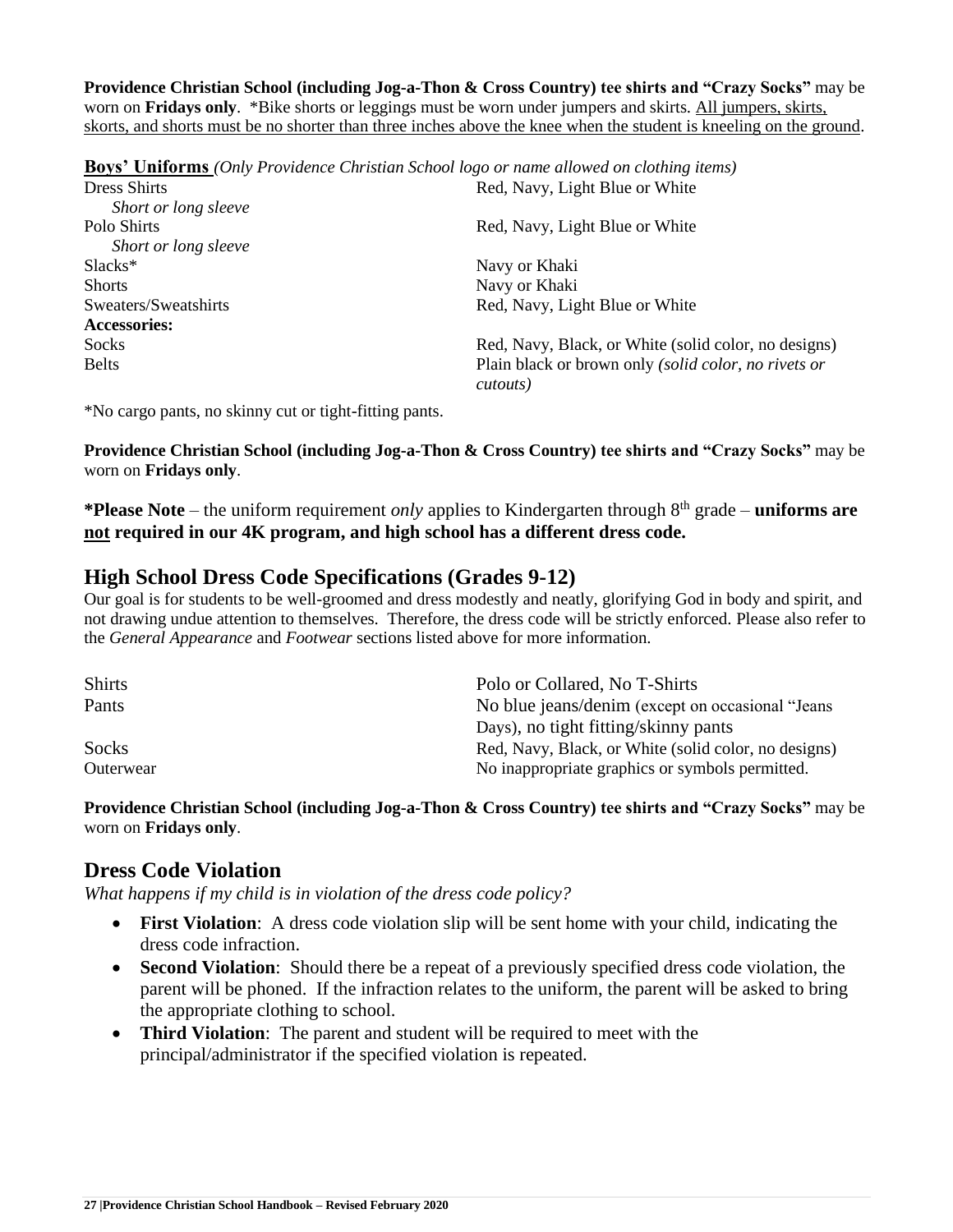**Providence Christian School (including Jog-a-Thon & Cross Country) tee shirts and "Crazy Socks"** may be worn on **Fridays only**. *Bike shorts or leggings must be worn under jumpers and skirts. <u>All jumpers, skirts, skorts, and shorts must be no shorter than three inches above the knee when the student is kneeling on the ground</u>.

**<u>Boys' Uniforms</u>** *(Only Providence Christian School logo or name allowed on clothing items)*

| | |
|---|---|
| Dress Shirts<br>*Short or long sleeve* | Red, Navy, Light Blue or White |
| Polo Shirts<br>*Short or long sleeve* | Red, Navy, Light Blue or White |
| Slacks* | Navy or Khaki |
| Shorts | Navy or Khaki |
| Sweaters/Sweatshirts | Red, Navy, Light Blue or White |
| **Accessories:** | |
| Socks | Red, Navy, Black, or White (solid color, no designs) |
| Belts | Plain black or brown only *(solid color, no rivets or cutouts)* |

*No cargo pants, no skinny cut or tight-fitting pants.

**Providence Christian School (including Jog-a-Thon & Cross Country) tee shirts and "Crazy Socks"** may be worn on **Fridays only**.

***Please Note** – the uniform requirement *only* applies to Kindergarten through 8th grade – **uniforms are <u>not</u> required in our 4K program, and high school has a different dress code.**

## High School Dress Code Specifications (Grades 9-12)

Our goal is for students to be well-groomed and dress modestly and neatly, glorifying God in body and spirit, and not drawing undue attention to themselves. Therefore, the dress code will be strictly enforced. Please also refer to the *General Appearance* and *Footwear* sections listed above for more information.

| | |
|---|---|
| Shirts | Polo or Collared, No T-Shirts |
| Pants | No blue jeans/denim (except on occasional "Jeans Days), no tight fitting/skinny pants |
| Socks | Red, Navy, Black, or White (solid color, no designs) |
| Outerwear | No inappropriate graphics or symbols permitted. |

**Providence Christian School (including Jog-a-Thon & Cross Country) tee shirts and "Crazy Socks"** may be worn on **Fridays only**.

## Dress Code Violation

*What happens if my child is in violation of the dress code policy?*

- **First Violation**: A dress code violation slip will be sent home with your child, indicating the dress code infraction.
- **Second Violation**: Should there be a repeat of a previously specified dress code violation, the parent will be phoned. If the infraction relates to the uniform, the parent will be asked to bring the appropriate clothing to school.
- **Third Violation**: The parent and student will be required to meet with the principal/administrator if the specified violation is repeated.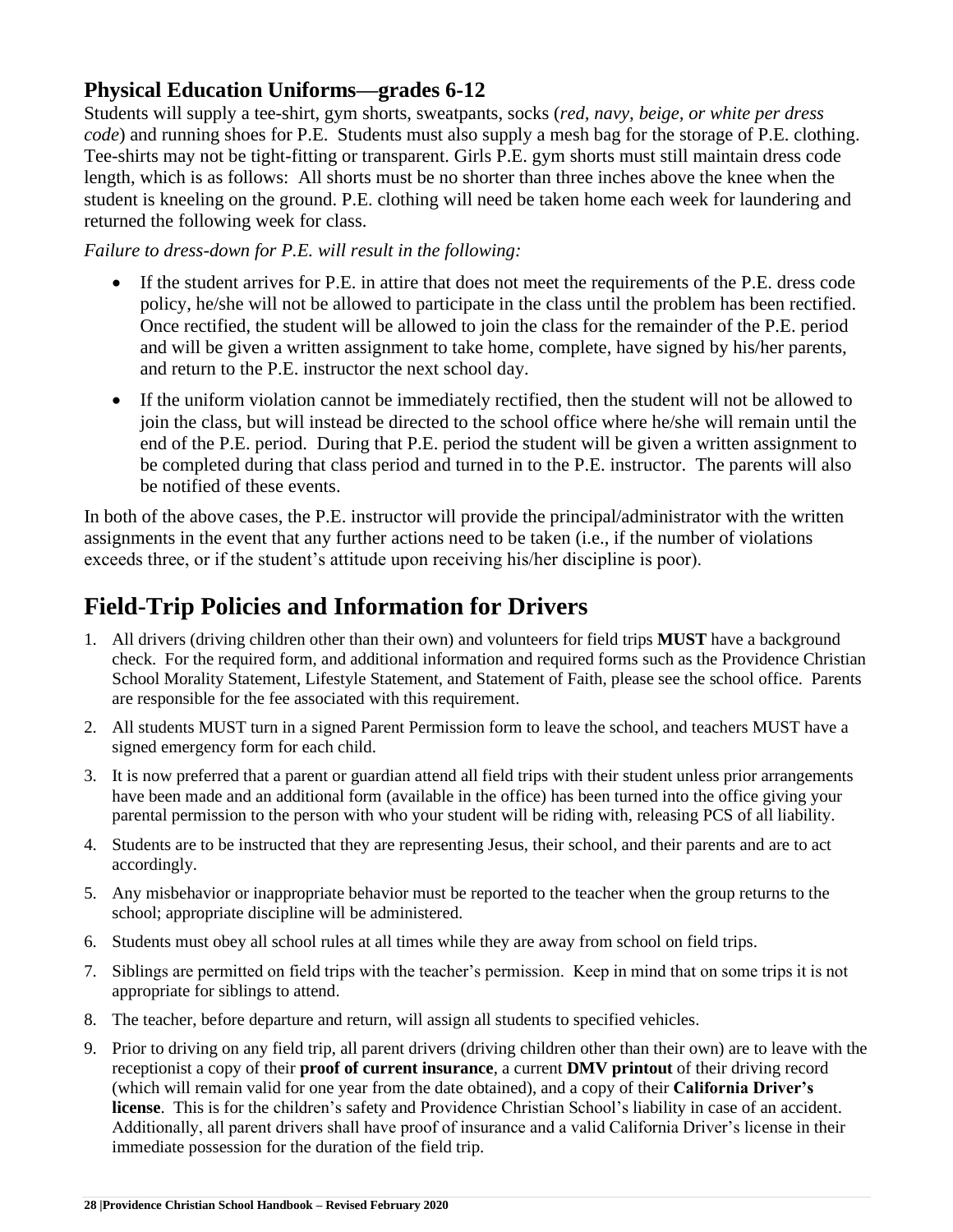### Physical Education Uniforms—grades 6-12

Students will supply a tee-shirt, gym shorts, sweatpants, socks (*red, navy, beige, or white per dress code*) and running shoes for P.E. Students must also supply a mesh bag for the storage of P.E. clothing. Tee-shirts may not be tight-fitting or transparent. Girls P.E. gym shorts must still maintain dress code length, which is as follows: All shorts must be no shorter than three inches above the knee when the student is kneeling on the ground. P.E. clothing will need be taken home each week for laundering and returned the following week for class.

*Failure to dress-down for P.E. will result in the following:*

- If the student arrives for P.E. in attire that does not meet the requirements of the P.E. dress code policy, he/she will not be allowed to participate in the class until the problem has been rectified. Once rectified, the student will be allowed to join the class for the remainder of the P.E. period and will be given a written assignment to take home, complete, have signed by his/her parents, and return to the P.E. instructor the next school day.
- If the uniform violation cannot be immediately rectified, then the student will not be allowed to join the class, but will instead be directed to the school office where he/she will remain until the end of the P.E. period. During that P.E. period the student will be given a written assignment to be completed during that class period and turned in to the P.E. instructor. The parents will also be notified of these events.

In both of the above cases, the P.E. instructor will provide the principal/administrator with the written assignments in the event that any further actions need to be taken (i.e., if the number of violations exceeds three, or if the student's attitude upon receiving his/her discipline is poor).

## Field-Trip Policies and Information for Drivers

1. All drivers (driving children other than their own) and volunteers for field trips **MUST** have a background check. For the required form, and additional information and required forms such as the Providence Christian School Morality Statement, Lifestyle Statement, and Statement of Faith, please see the school office. Parents are responsible for the fee associated with this requirement.
2. All students MUST turn in a signed Parent Permission form to leave the school, and teachers MUST have a signed emergency form for each child.
3. It is now preferred that a parent or guardian attend all field trips with their student unless prior arrangements have been made and an additional form (available in the office) has been turned into the office giving your parental permission to the person with who your student will be riding with, releasing PCS of all liability.
4. Students are to be instructed that they are representing Jesus, their school, and their parents and are to act accordingly.
5. Any misbehavior or inappropriate behavior must be reported to the teacher when the group returns to the school; appropriate discipline will be administered.
6. Students must obey all school rules at all times while they are away from school on field trips.
7. Siblings are permitted on field trips with the teacher's permission. Keep in mind that on some trips it is not appropriate for siblings to attend.
8. The teacher, before departure and return, will assign all students to specified vehicles.
9. Prior to driving on any field trip, all parent drivers (driving children other than their own) are to leave with the receptionist a copy of their **proof of current insurance**, a current **DMV printout** of their driving record (which will remain valid for one year from the date obtained), and a copy of their **California Driver's license**. This is for the children's safety and Providence Christian School's liability in case of an accident. Additionally, all parent drivers shall have proof of insurance and a valid California Driver's license in their immediate possession for the duration of the field trip.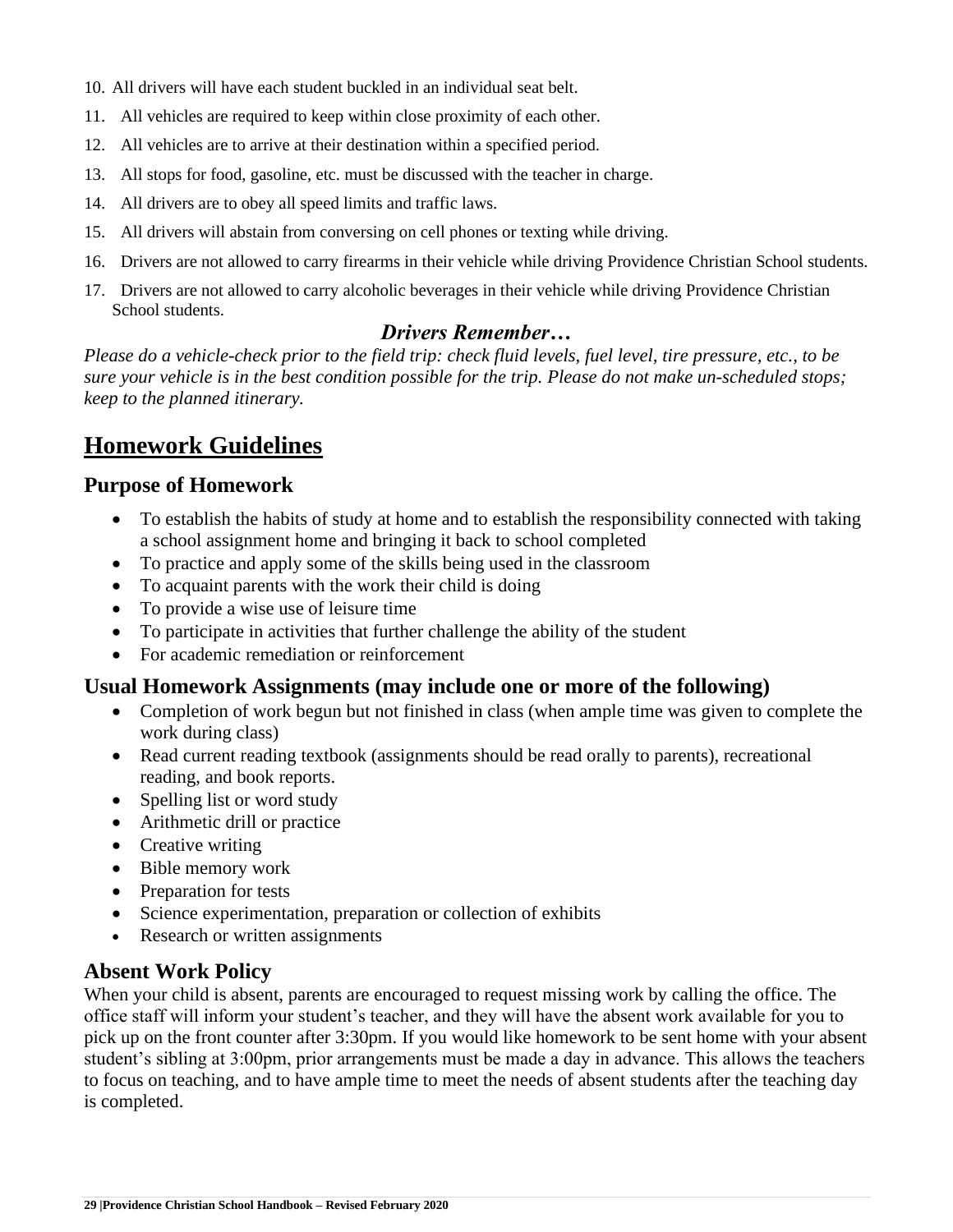10. All drivers will have each student buckled in an individual seat belt.
11. All vehicles are required to keep within close proximity of each other.
12. All vehicles are to arrive at their destination within a specified period.
13. All stops for food, gasoline, etc. must be discussed with the teacher in charge.
14. All drivers are to obey all speed limits and traffic laws.
15. All drivers will abstain from conversing on cell phones or texting while driving.
16. Drivers are not allowed to carry firearms in their vehicle while driving Providence Christian School students.
17. Drivers are not allowed to carry alcoholic beverages in their vehicle while driving Providence Christian School students.

***Drivers Remember…***

*Please do a vehicle-check prior to the field trip: check fluid levels, fuel level, tire pressure, etc., to be sure your vehicle is in the best condition possible for the trip. Please do not make un-scheduled stops; keep to the planned itinerary.*

# Homework Guidelines

## Purpose of Homework

- To establish the habits of study at home and to establish the responsibility connected with taking a school assignment home and bringing it back to school completed
- To practice and apply some of the skills being used in the classroom
- To acquaint parents with the work their child is doing
- To provide a wise use of leisure time
- To participate in activities that further challenge the ability of the student
- For academic remediation or reinforcement

## Usual Homework Assignments (may include one or more of the following)

- Completion of work begun but not finished in class (when ample time was given to complete the work during class)
- Read current reading textbook (assignments should be read orally to parents), recreational reading, and book reports.
- Spelling list or word study
- Arithmetic drill or practice
- Creative writing
- Bible memory work
- Preparation for tests
- Science experimentation, preparation or collection of exhibits
- Research or written assignments

## Absent Work Policy

When your child is absent, parents are encouraged to request missing work by calling the office. The office staff will inform your student's teacher, and they will have the absent work available for you to pick up on the front counter after 3:30pm. If you would like homework to be sent home with your absent student's sibling at 3:00pm, prior arrangements must be made a day in advance. This allows the teachers to focus on teaching, and to have ample time to meet the needs of absent students after the teaching day is completed.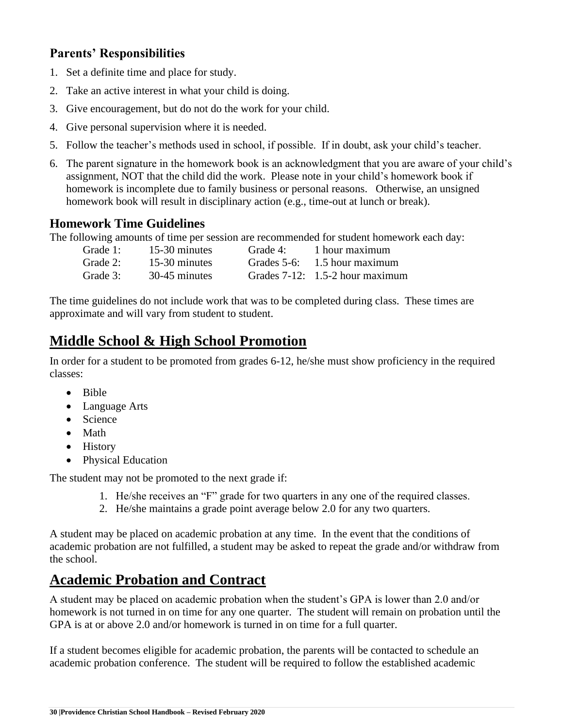### Parents' Responsibilities

1. Set a definite time and place for study.
2. Take an active interest in what your child is doing.
3. Give encouragement, but do not do the work for your child.
4. Give personal supervision where it is needed.
5. Follow the teacher's methods used in school, if possible. If in doubt, ask your child's teacher.
6. The parent signature in the homework book is an acknowledgment that you are aware of your child's assignment, NOT that the child did the work. Please note in your child's homework book if homework is incomplete due to family business or personal reasons. Otherwise, an unsigned homework book will result in disciplinary action (e.g., time-out at lunch or break).

### Homework Time Guidelines

The following amounts of time per session are recommended for student homework each day:

| | | | |
|---|---|---|---|
| Grade 1: | 15-30 minutes | Grade 4: | 1 hour maximum |
| Grade 2: | 15-30 minutes | Grades 5-6: | 1.5 hour maximum |
| Grade 3: | 30-45 minutes | Grades 7-12: | 1.5-2 hour maximum |

The time guidelines do not include work that was to be completed during class. These times are approximate and will vary from student to student.

## Middle School & High School Promotion

In order for a student to be promoted from grades 6-12, he/she must show proficiency in the required classes:

- Bible
- Language Arts
- Science
- Math
- History
- Physical Education

The student may not be promoted to the next grade if:

1. He/she receives an "F" grade for two quarters in any one of the required classes.
2. He/she maintains a grade point average below 2.0 for any two quarters.

A student may be placed on academic probation at any time. In the event that the conditions of academic probation are not fulfilled, a student may be asked to repeat the grade and/or withdraw from the school.

## Academic Probation and Contract

A student may be placed on academic probation when the student's GPA is lower than 2.0 and/or homework is not turned in on time for any one quarter. The student will remain on probation until the GPA is at or above 2.0 and/or homework is turned in on time for a full quarter.

If a student becomes eligible for academic probation, the parents will be contacted to schedule an academic probation conference. The student will be required to follow the established academic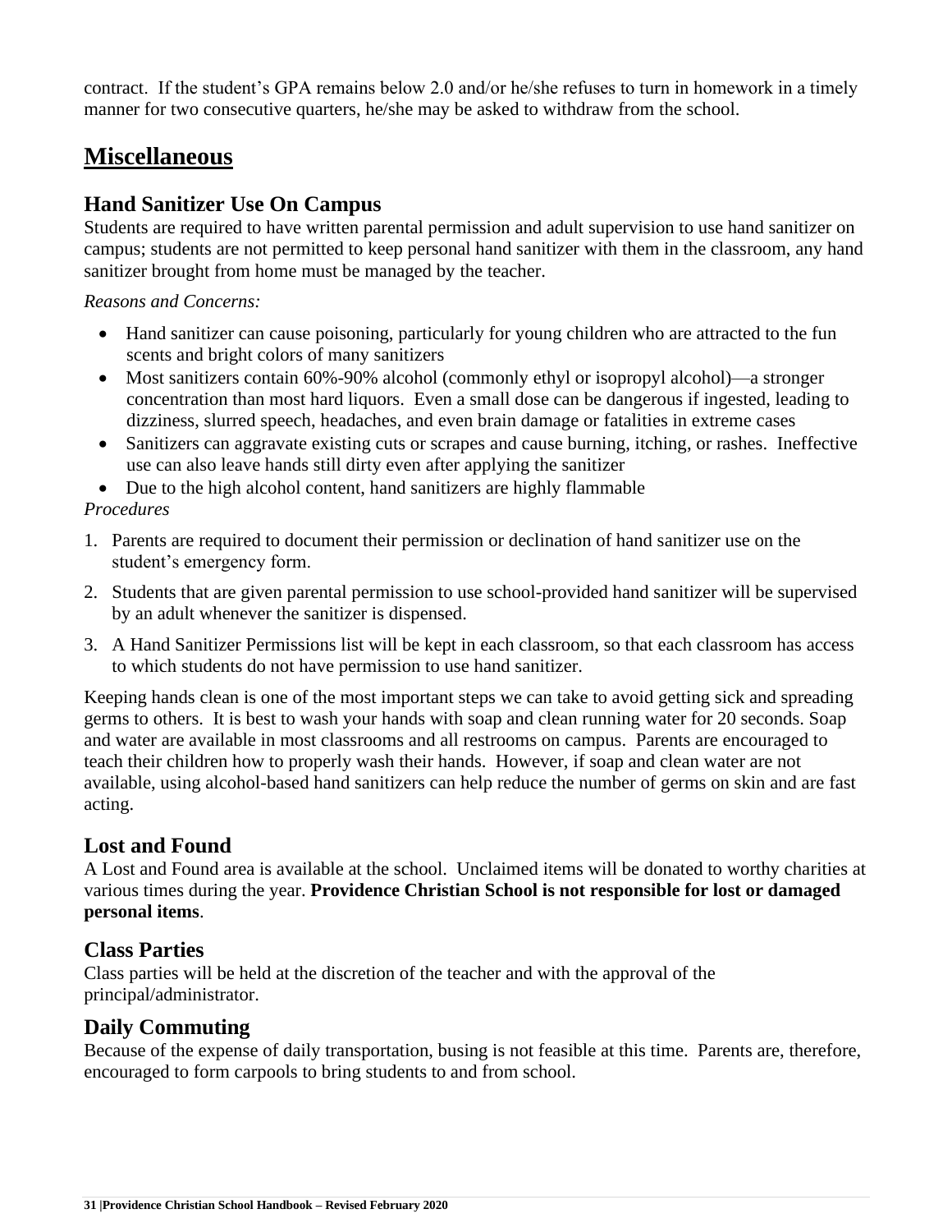contract. If the student's GPA remains below 2.0 and/or he/she refuses to turn in homework in a timely manner for two consecutive quarters, he/she may be asked to withdraw from the school.

## Miscellaneous

### Hand Sanitizer Use On Campus

Students are required to have written parental permission and adult supervision to use hand sanitizer on campus; students are not permitted to keep personal hand sanitizer with them in the classroom, any hand sanitizer brought from home must be managed by the teacher.

*Reasons and Concerns:*

- Hand sanitizer can cause poisoning, particularly for young children who are attracted to the fun scents and bright colors of many sanitizers
- Most sanitizers contain 60%-90% alcohol (commonly ethyl or isopropyl alcohol)—a stronger concentration than most hard liquors. Even a small dose can be dangerous if ingested, leading to dizziness, slurred speech, headaches, and even brain damage or fatalities in extreme cases
- Sanitizers can aggravate existing cuts or scrapes and cause burning, itching, or rashes. Ineffective use can also leave hands still dirty even after applying the sanitizer
- Due to the high alcohol content, hand sanitizers are highly flammable

*Procedures*

1. Parents are required to document their permission or declination of hand sanitizer use on the student's emergency form.
2. Students that are given parental permission to use school-provided hand sanitizer will be supervised by an adult whenever the sanitizer is dispensed.
3. A Hand Sanitizer Permissions list will be kept in each classroom, so that each classroom has access to which students do not have permission to use hand sanitizer.

Keeping hands clean is one of the most important steps we can take to avoid getting sick and spreading germs to others. It is best to wash your hands with soap and clean running water for 20 seconds. Soap and water are available in most classrooms and all restrooms on campus. Parents are encouraged to teach their children how to properly wash their hands. However, if soap and clean water are not available, using alcohol-based hand sanitizers can help reduce the number of germs on skin and are fast acting.

### Lost and Found

A Lost and Found area is available at the school. Unclaimed items will be donated to worthy charities at various times during the year. **Providence Christian School is not responsible for lost or damaged personal items**.

### Class Parties

Class parties will be held at the discretion of the teacher and with the approval of the principal/administrator.

### Daily Commuting

Because of the expense of daily transportation, busing is not feasible at this time. Parents are, therefore, encouraged to form carpools to bring students to and from school.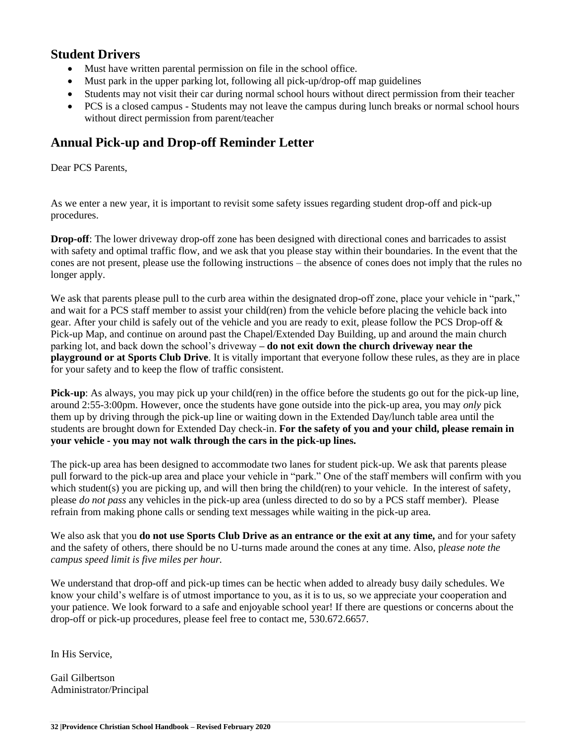## Student Drivers

- Must have written parental permission on file in the school office.
- Must park in the upper parking lot, following all pick-up/drop-off map guidelines
- Students may not visit their car during normal school hours without direct permission from their teacher
- PCS is a closed campus - Students may not leave the campus during lunch breaks or normal school hours without direct permission from parent/teacher

## Annual Pick-up and Drop-off Reminder Letter

Dear PCS Parents,

As we enter a new year, it is important to revisit some safety issues regarding student drop-off and pick-up procedures.

**Drop-off**: The lower driveway drop-off zone has been designed with directional cones and barricades to assist with safety and optimal traffic flow, and we ask that you please stay within their boundaries. In the event that the cones are not present, please use the following instructions – the absence of cones does not imply that the rules no longer apply.

We ask that parents please pull to the curb area within the designated drop-off zone, place your vehicle in "park," and wait for a PCS staff member to assist your child(ren) from the vehicle before placing the vehicle back into gear. After your child is safely out of the vehicle and you are ready to exit, please follow the PCS Drop-off & Pick-up Map, and continue on around past the Chapel/Extended Day Building, up and around the main church parking lot, and back down the school's driveway **– do not exit down the church driveway near the playground or at Sports Club Drive**. It is vitally important that everyone follow these rules, as they are in place for your safety and to keep the flow of traffic consistent.

**Pick-up**: As always, you may pick up your child(ren) in the office before the students go out for the pick-up line, around 2:55-3:00pm. However, once the students have gone outside into the pick-up area, you may *only* pick them up by driving through the pick-up line or waiting down in the Extended Day/lunch table area until the students are brought down for Extended Day check-in. **For the safety of you and your child, please remain in your vehicle - you may not walk through the cars in the pick-up lines.**

The pick-up area has been designed to accommodate two lanes for student pick-up. We ask that parents please pull forward to the pick-up area and place your vehicle in "park." One of the staff members will confirm with you which student(s) you are picking up, and will then bring the child(ren) to your vehicle. In the interest of safety, please *do not pass* any vehicles in the pick-up area (unless directed to do so by a PCS staff member). Please refrain from making phone calls or sending text messages while waiting in the pick-up area.

We also ask that you **do not use Sports Club Drive as an entrance or the exit at any time,** and for your safety and the safety of others, there should be no U-turns made around the cones at any time. Also, p*lease note the campus speed limit is five miles per hour.*

We understand that drop-off and pick-up times can be hectic when added to already busy daily schedules. We know your child's welfare is of utmost importance to you, as it is to us, so we appreciate your cooperation and your patience. We look forward to a safe and enjoyable school year! If there are questions or concerns about the drop-off or pick-up procedures, please feel free to contact me, 530.672.6657.

In His Service,

Gail Gilbertson
Administrator/Principal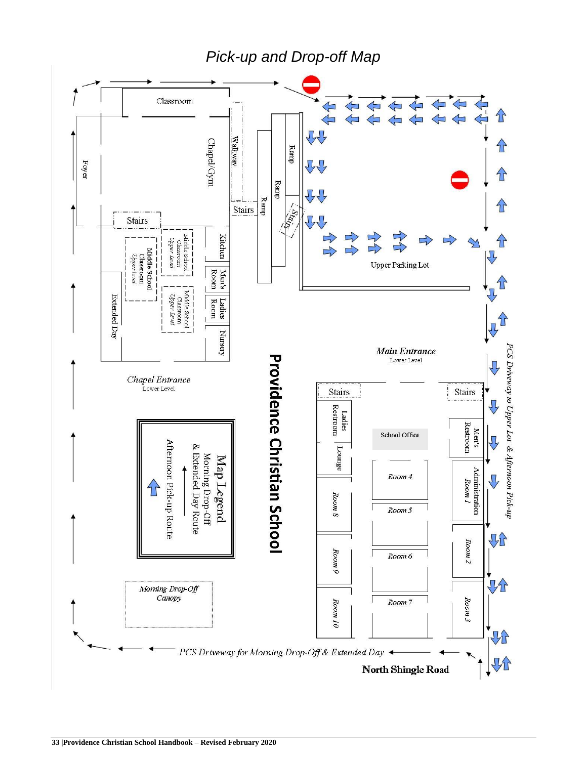# *Pick-up and Drop-off Map*

Classroom

Walkway

Chapel/Gym

Foyer

Ramp

Ramp

Ramp

Stairs

Stairs

Stairs

Kitchen

Middle School Classroom Upper Level

Middle School Classroom Upper level

Men's Room

Ladies Room

Middle School Classroom Upper Level

Extended Day

Nursery

Upper Parking Lot

*Main Entrance*
Lower Level

*Chapel Entrance*
Lower Level

**Providence Christian School**

Map Legend
Morning Drop-Off & Extended Day Route
Afternoon Pick-up Route

Stairs

Stairs

Ladies Restroom

Lounge

School Office

Men's Restroom

*Room 4*

Administration *Room 1*

*Room 8*

*Room 5*

*Room 2*

*Room 9*

*Room 6*

*Morning Drop-Off Canopy*

*Room 10*

*Room 7*

*Room 3*

*PCS Driveway to Upper Lot & Afternoon Pick-up*

*PCS Driveway for Morning Drop-Off & Extended Day*

**North Shingle Road**